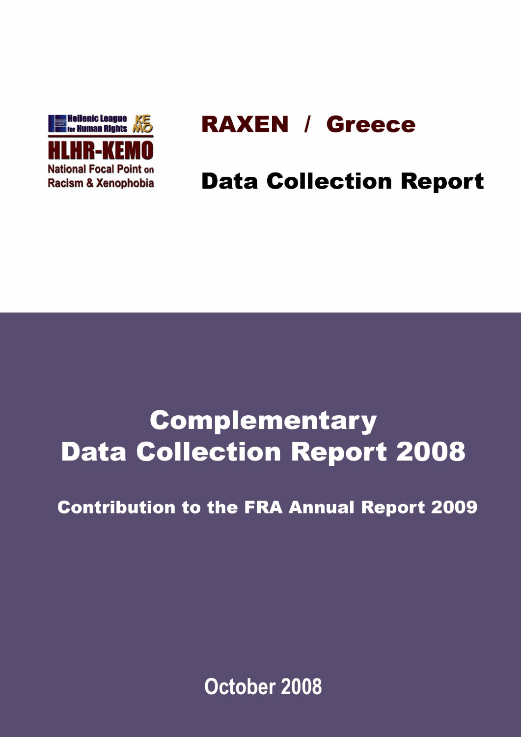Hellenic League for Human Rights

KEMO

HLHR-KEMO

National Focal Point on Racism & Xenophobia

# RAXEN / Greece

# Data Collection Report

# Complementary Data Collection Report 2008

## Contribution to the FRA Annual Report 2009

October 2008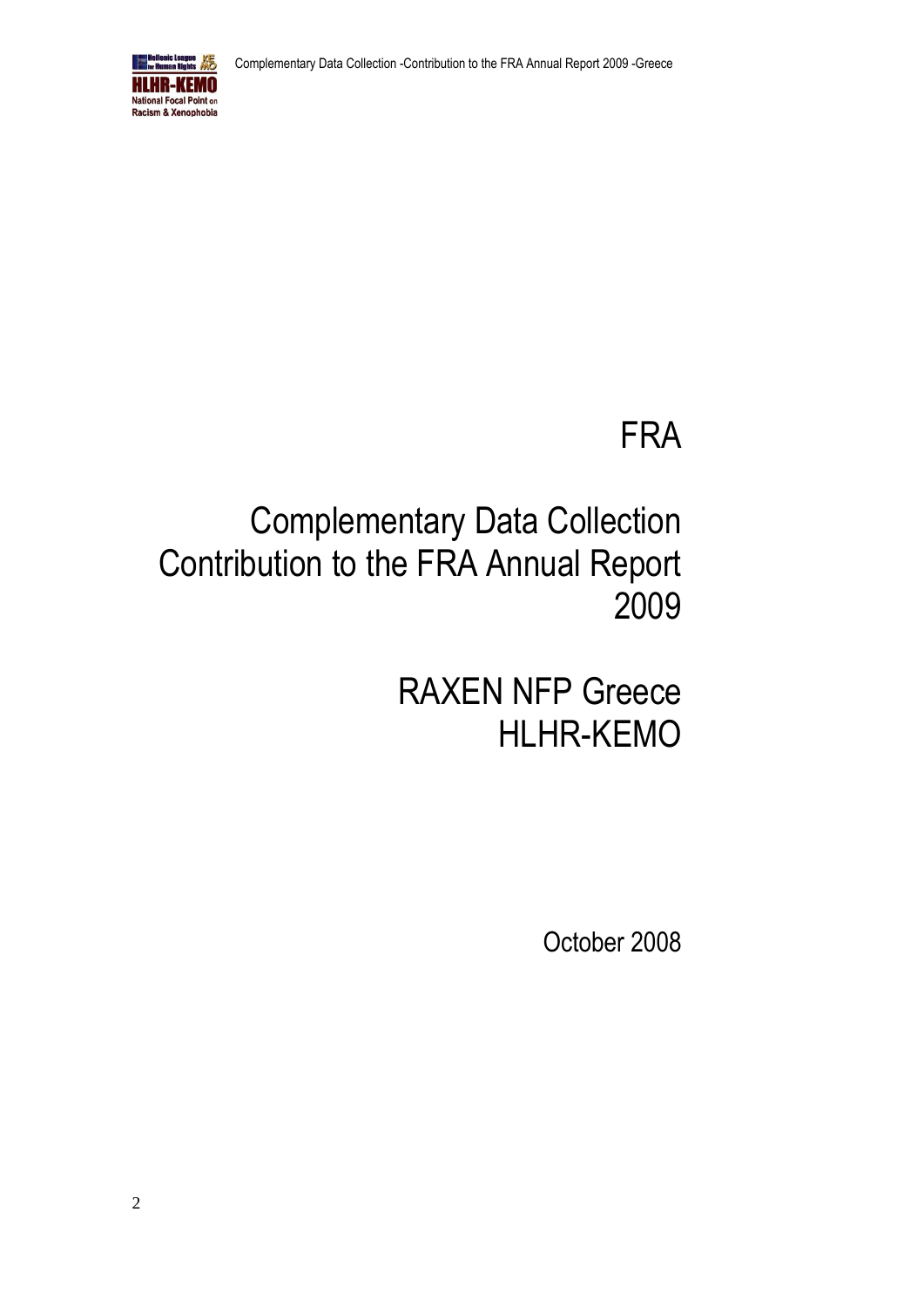# FRA

# Complementary Data Collection Contribution to the FRA Annual Report 2009

# RAXEN NFP Greece HLHR-KEMO

October 2008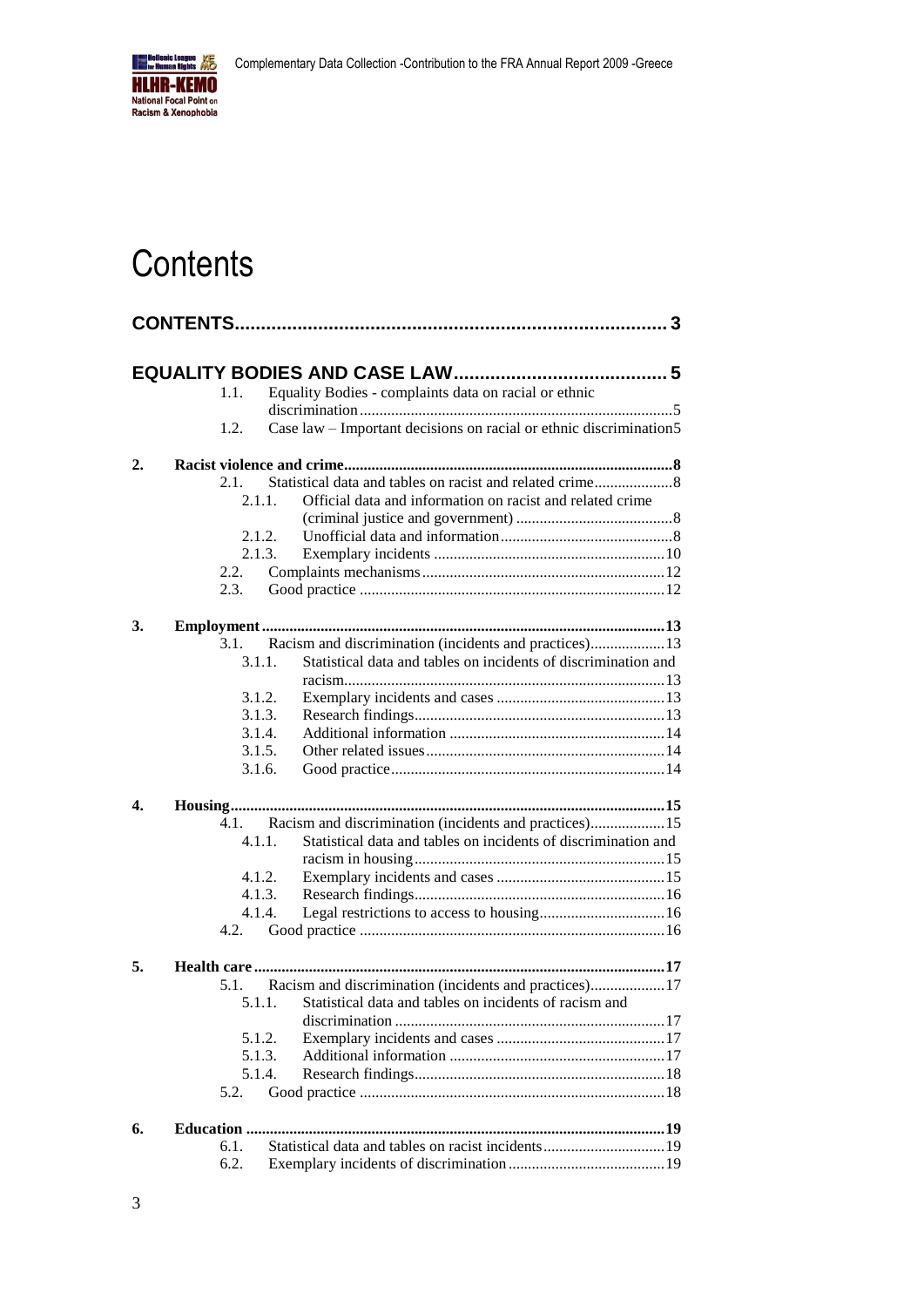# Contents

**CONTENTS** ...................................................................................... 3

**EQUALITY BODIES AND CASE LAW** ......................................... 5

- 1.1. Equality Bodies - complaints data on racial or ethnic discrimination ............................................................................. 5
- 1.2. Case law – Important decisions on racial or ethnic discrimination 5

**2. Racist violence and crime** ................................................................................. 8

- 2.1. Statistical data and tables on racist and related crime .................... 8
  - 2.1.1. Official data and information on racist and related crime (criminal justice and government) ........................................ 8
  - 2.1.2. Unofficial data and information ............................................ 8
  - 2.1.3. Exemplary incidents .......................................................... 10
- 2.2. Complaints mechanisms ............................................................. 12
- 2.3. Good practice ............................................................................. 12

**3. Employment** ..................................................................................................... 13

- 3.1. Racism and discrimination (incidents and practices) ................... 13
  - 3.1.1. Statistical data and tables on incidents of discrimination and racism ................................................................................. 13
  - 3.1.2. Exemplary incidents and cases ........................................... 13
  - 3.1.3. Research findings ............................................................... 13
  - 3.1.4. Additional information ....................................................... 14
  - 3.1.5. Other related issues ............................................................ 14
  - 3.1.6. Good practice ..................................................................... 14

**4. Housing** ........................................................................................................... 15

- 4.1. Racism and discrimination (incidents and practices) ................... 15
  - 4.1.1. Statistical data and tables on incidents of discrimination and racism in housing ............................................................... 15
  - 4.1.2. Exemplary incidents and cases ........................................... 15
  - 4.1.3. Research findings ............................................................... 16
  - 4.1.4. Legal restrictions to access to housing ................................ 16
- 4.2. Good practice ............................................................................. 16

**5. Health care** ....................................................................................................... 17

- 5.1. Racism and discrimination (incidents and practices) ................... 17
  - 5.1.1. Statistical data and tables on incidents of racism and discrimination .................................................................... 17
  - 5.1.2. Exemplary incidents and cases ........................................... 17
  - 5.1.3. Additional information ....................................................... 17
  - 5.1.4. Research findings ............................................................... 18
- 5.2. Good practice ............................................................................. 18

**6. Education** ......................................................................................................... 19

- 6.1. Statistical data and tables on racist incidents ............................... 19
- 6.2. Exemplary incidents of discrimination ........................................ 19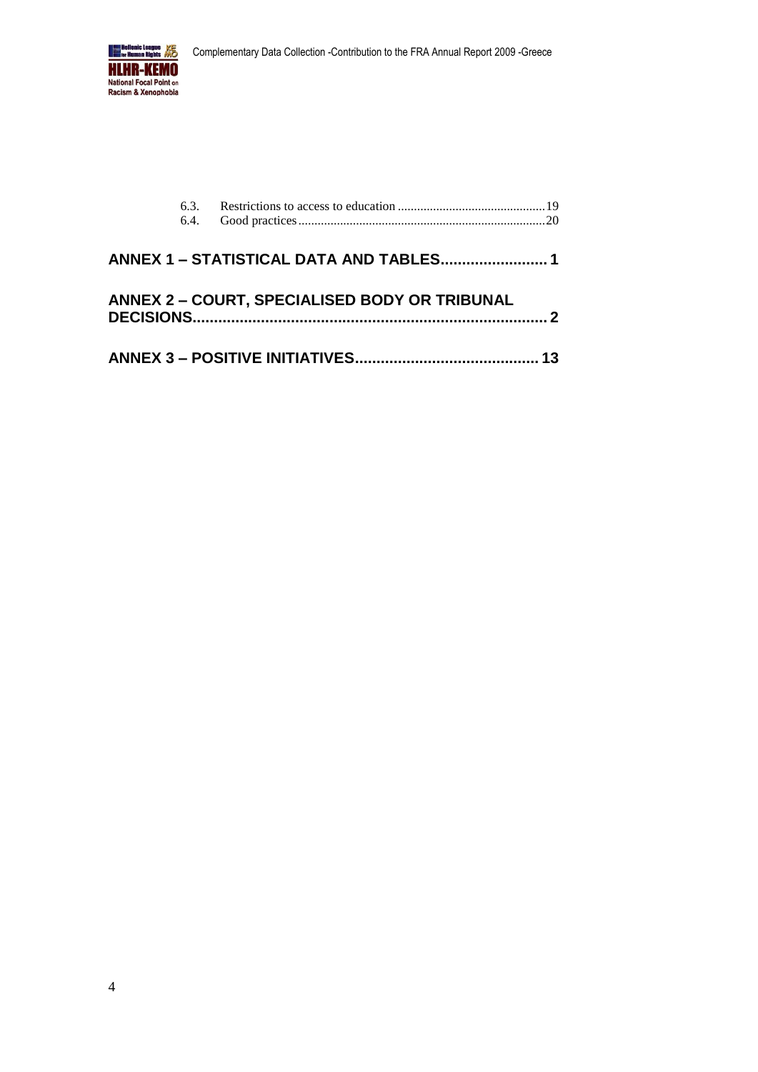6.3. Restrictions to access to education .............................................19
6.4. Good practices...........................................................................20

**ANNEX 1 – STATISTICAL DATA AND TABLES........................ 1**

**ANNEX 2 – COURT, SPECIALISED BODY OR TRIBUNAL DECISIONS.................................................................................. 2**

**ANNEX 3 – POSITIVE INITIATIVES.......................................... 13**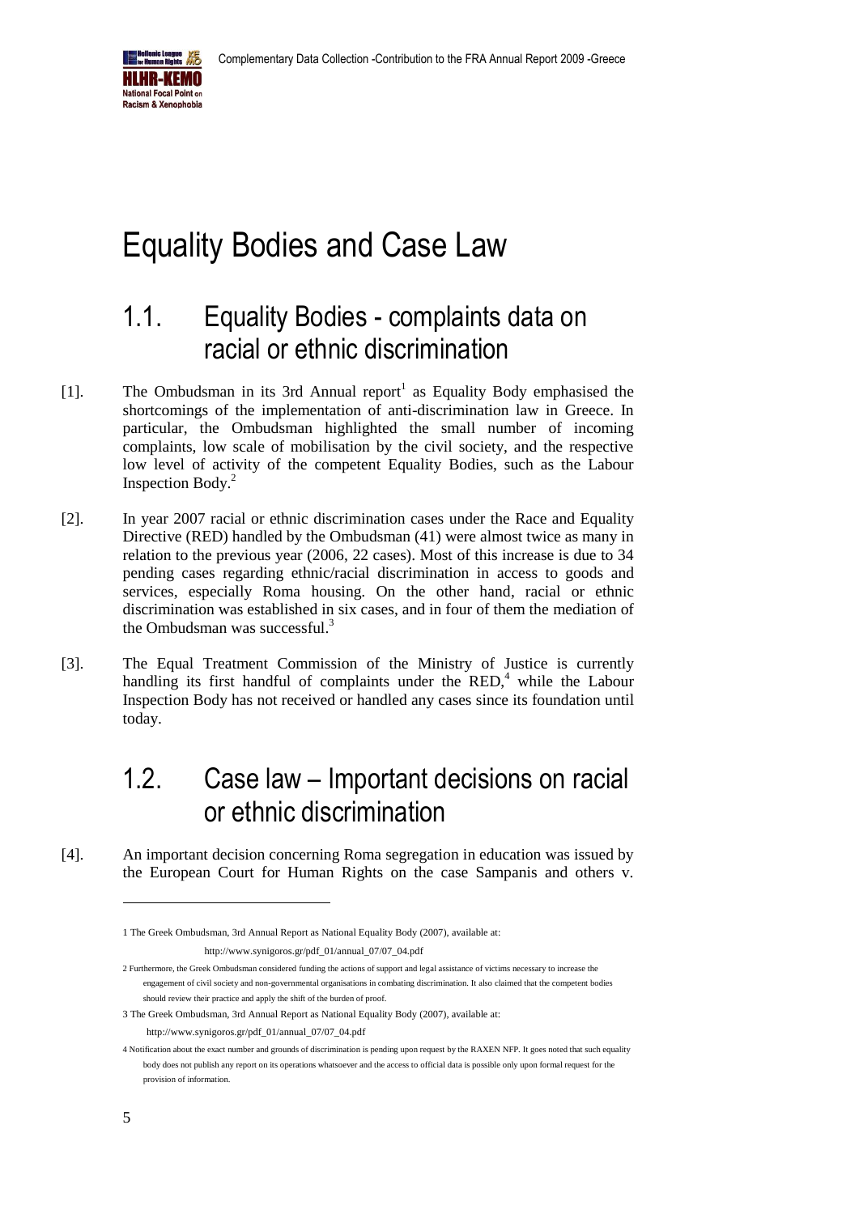# Equality Bodies and Case Law

## 1.1. Equality Bodies - complaints data on racial or ethnic discrimination

[1]. The Ombudsman in its 3rd Annual report[1] as Equality Body emphasised the shortcomings of the implementation of anti-discrimination law in Greece. In particular, the Ombudsman highlighted the small number of incoming complaints, low scale of mobilisation by the civil society, and the respective low level of activity of the competent Equality Bodies, such as the Labour Inspection Body.[2]

[2]. In year 2007 racial or ethnic discrimination cases under the Race and Equality Directive (RED) handled by the Ombudsman (41) were almost twice as many in relation to the previous year (2006, 22 cases). Most of this increase is due to 34 pending cases regarding ethnic/racial discrimination in access to goods and services, especially Roma housing. On the other hand, racial or ethnic discrimination was established in six cases, and in four of them the mediation of the Ombudsman was successful.[3]

[3]. The Equal Treatment Commission of the Ministry of Justice is currently handling its first handful of complaints under the RED,[4] while the Labour Inspection Body has not received or handled any cases since its foundation until today.

## 1.2. Case law – Important decisions on racial or ethnic discrimination

[4]. An important decision concerning Roma segregation in education was issued by the European Court for Human Rights on the case Sampanis and others v.

---

1 The Greek Ombudsman, 3rd Annual Report as National Equality Body (2007), available at: http://www.synigoros.gr/pdf_01/annual_07/07_04.pdf

2 Furthermore, the Greek Ombudsman considered funding the actions of support and legal assistance of victims necessary to increase the engagement of civil society and non-governmental organisations in combating discrimination. It also claimed that the competent bodies should review their practice and apply the shift of the burden of proof.

3 The Greek Ombudsman, 3rd Annual Report as National Equality Body (2007), available at: http://www.synigoros.gr/pdf_01/annual_07/07_04.pdf

4 Notification about the exact number and grounds of discrimination is pending upon request by the RAXEN NFP. It goes noted that such equality body does not publish any report on its operations whatsoever and the access to official data is possible only upon formal request for the provision of information.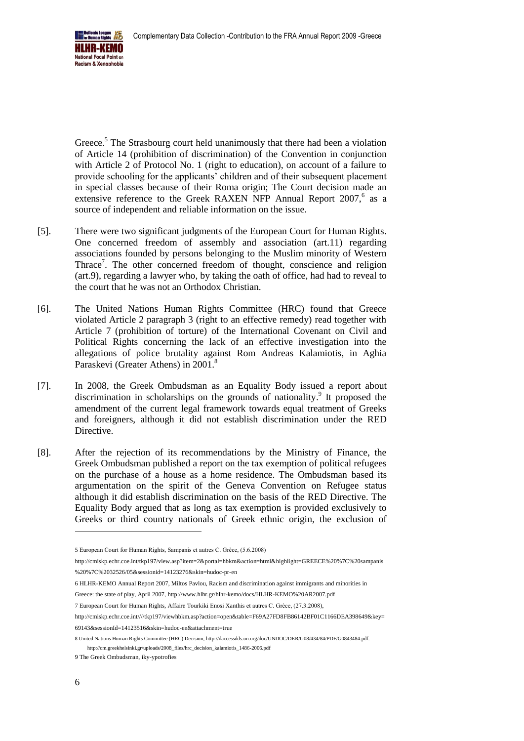Greece.[5] The Strasbourg court held unanimously that there had been a violation of Article 14 (prohibition of discrimination) of the Convention in conjunction with Article 2 of Protocol No. 1 (right to education), on account of a failure to provide schooling for the applicants' children and of their subsequent placement in special classes because of their Roma origin; The Court decision made an extensive reference to the Greek RAXEN NFP Annual Report 2007,[6] as a source of independent and reliable information on the issue.

[5]. There were two significant judgments of the European Court for Human Rights. One concerned freedom of assembly and association (art.11) regarding associations founded by persons belonging to the Muslim minority of Western Thrace[7]. The other concerned freedom of thought, conscience and religion (art.9), regarding a lawyer who, by taking the oath of office, had had to reveal to the court that he was not an Orthodox Christian.

[6]. The United Nations Human Rights Committee (HRC) found that Greece violated Article 2 paragraph 3 (right to an effective remedy) read together with Article 7 (prohibition of torture) of the International Covenant on Civil and Political Rights concerning the lack of an effective investigation into the allegations of police brutality against Rom Andreas Kalamiotis, in Aghia Paraskevi (Greater Athens) in 2001.[8]

[7]. In 2008, the Greek Ombudsman as an Equality Body issued a report about discrimination in scholarships on the grounds of nationality.[9] It proposed the amendment of the current legal framework towards equal treatment of Greeks and foreigners, although it did not establish discrimination under the RED Directive.

[8]. After the rejection of its recommendations by the Ministry of Finance, the Greek Ombudsman published a report on the tax exemption of political refugees on the purchase of a house as a home residence. The Ombudsman based its argumentation on the spirit of the Geneva Convention on Refugee status although it did establish discrimination on the basis of the RED Directive. The Equality Body argued that as long as tax exemption is provided exclusively to Greeks or third country nationals of Greek ethnic origin, the exclusion of

---

5 European Court for Human Rights, Sampanis et autres C. Grèce, (5.6.2008) http://cmiskp.echr.coe.int/tkp197/view.asp?item=2&portal=hbkm&action=html&highlight=GREECE%20%7C%20sampanis%20%7C%2032526/05&sessionid=14123276&skin=hudoc-pr-en

6 HLHR-KEMO Annual Report 2007, Miltos Pavlou, Racism and discrimination against immigrants and minorities in Greece: the state of play, April 2007, http://www.hlhr.gr/hlhr-kemo/docs/HLHR-KEMO%20AR2007.pdf

7 European Court for Human Rights, Affaire Tourkiki Enosi Xanthis et autres C. Grèce, (27.3.2008), http://cmiskp.echr.coe.int////tkp197/viewhbkm.asp?action=open&table=F69A27FD8FB86142BF01C1166DEA398649&key=69143&sessionId=14123516&skin=hudoc-en&attachment=true

8 United Nations Human Rights Committee (HRC) Decision, http://daccessdds.un.org/doc/UNDOC/DER/G08/434/84/PDF/G0843484.pdf. http://cm.greekhelsinki.gr/uploads/2008_files/hrc_decision_kalamiotis_1486-2006.pdf

9 The Greek Ombudsman, iky-ypotrofies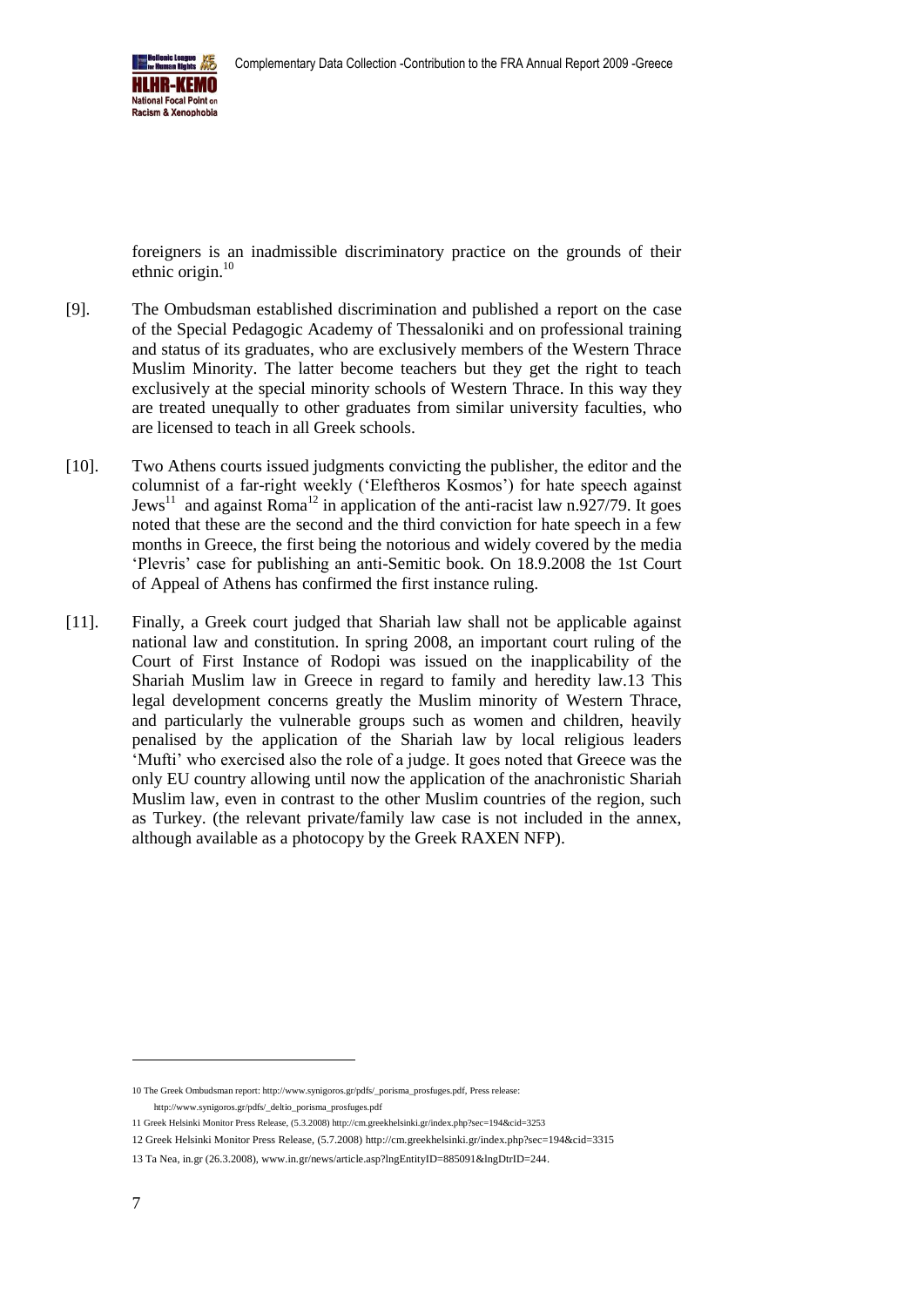foreigners is an inadmissible discriminatory practice on the grounds of their ethnic origin.[10]

[9]. The Ombudsman established discrimination and published a report on the case of the Special Pedagogic Academy of Thessaloniki and on professional training and status of its graduates, who are exclusively members of the Western Thrace Muslim Minority. The latter become teachers but they get the right to teach exclusively at the special minority schools of Western Thrace. In this way they are treated unequally to other graduates from similar university faculties, who are licensed to teach in all Greek schools.

[10]. Two Athens courts issued judgments convicting the publisher, the editor and the columnist of a far-right weekly ('Eleftheros Kosmos') for hate speech against Jews[11] and against Roma[12] in application of the anti-racist law n.927/79. It goes noted that these are the second and the third conviction for hate speech in a few months in Greece, the first being the notorious and widely covered by the media 'Plevris' case for publishing an anti-Semitic book. On 18.9.2008 the 1st Court of Appeal of Athens has confirmed the first instance ruling.

[11]. Finally, a Greek court judged that Shariah law shall not be applicable against national law and constitution. In spring 2008, an important court ruling of the Court of First Instance of Rodopi was issued on the inapplicability of the Shariah Muslim law in Greece in regard to family and heredity law.13 This legal development concerns greatly the Muslim minority of Western Thrace, and particularly the vulnerable groups such as women and children, heavily penalised by the application of the Shariah law by local religious leaders 'Mufti' who exercised also the role of a judge. It goes noted that Greece was the only EU country allowing until now the application of the anachronistic Shariah Muslim law, even in contrast to the other Muslim countries of the region, such as Turkey. (the relevant private/family law case is not included in the annex, although available as a photocopy by the Greek RAXEN NFP).

---

10 The Greek Ombudsman report: http://www.synigoros.gr/pdfs/_porisma_prosfuges.pdf, Press release: http://www.synigoros.gr/pdfs/_deltio_porisma_prosfuges.pdf

11 Greek Helsinki Monitor Press Release, (5.3.2008) http://cm.greekhelsinki.gr/index.php?sec=194&cid=3253

12 Greek Helsinki Monitor Press Release, (5.7.2008) http://cm.greekhelsinki.gr/index.php?sec=194&cid=3315

13 Ta Nea, in.gr (26.3.2008), www.in.gr/news/article.asp?lngEntityID=885091&lngDtrID=244.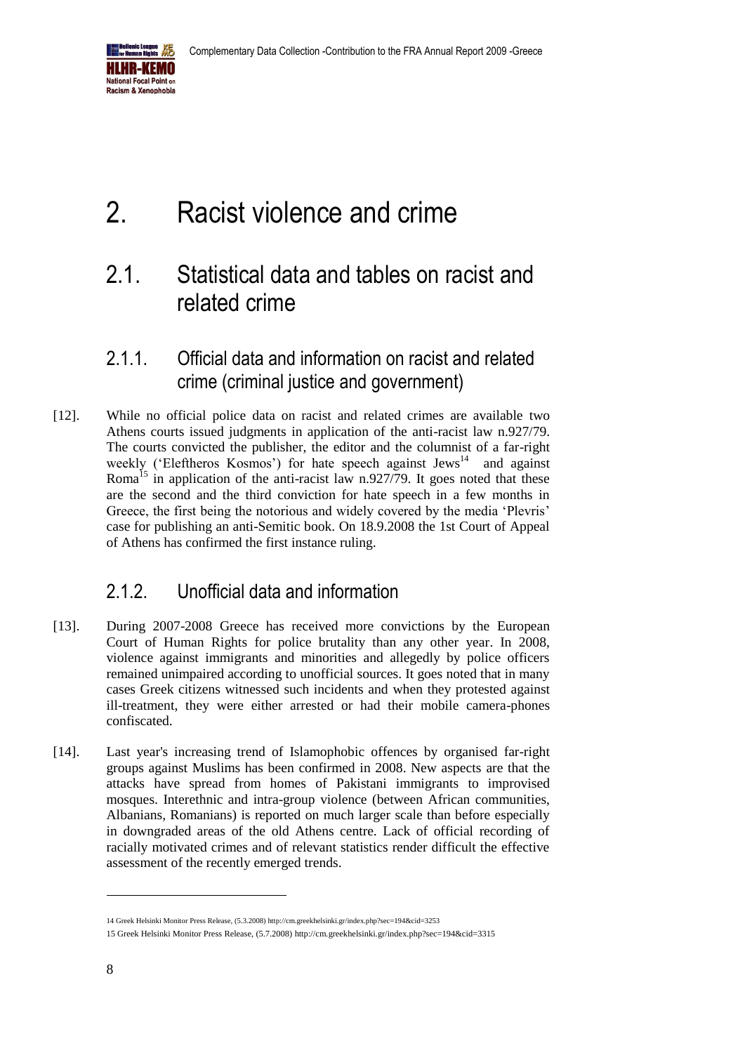# 2. Racist violence and crime

## 2.1. Statistical data and tables on racist and related crime

### 2.1.1. Official data and information on racist and related crime (criminal justice and government)

[12]. While no official police data on racist and related crimes are available two Athens courts issued judgments in application of the anti-racist law n.927/79. The courts convicted the publisher, the editor and the columnist of a far-right weekly ('Eleftheros Kosmos') for hate speech against Jews[14] and against Roma[15] in application of the anti-racist law n.927/79. It goes noted that these are the second and the third conviction for hate speech in a few months in Greece, the first being the notorious and widely covered by the media 'Plevris' case for publishing an anti-Semitic book. On 18.9.2008 the 1st Court of Appeal of Athens has confirmed the first instance ruling.

### 2.1.2. Unofficial data and information

[13]. During 2007-2008 Greece has received more convictions by the European Court of Human Rights for police brutality than any other year. In 2008, violence against immigrants and minorities and allegedly by police officers remained unimpaired according to unofficial sources. It goes noted that in many cases Greek citizens witnessed such incidents and when they protested against ill-treatment, they were either arrested or had their mobile camera-phones confiscated.

[14]. Last year's increasing trend of Islamophobic offences by organised far-right groups against Muslims has been confirmed in 2008. New aspects are that the attacks have spread from homes of Pakistani immigrants to improvised mosques. Interethnic and intra-group violence (between African communities, Albanians, Romanians) is reported on much larger scale than before especially in downgraded areas of the old Athens centre. Lack of official recording of racially motivated crimes and of relevant statistics render difficult the effective assessment of the recently emerged trends.

---

14 Greek Helsinki Monitor Press Release, (5.3.2008) http://cm.greekhelsinki.gr/index.php?sec=194&cid=3253

15 Greek Helsinki Monitor Press Release, (5.7.2008) http://cm.greekhelsinki.gr/index.php?sec=194&cid=3315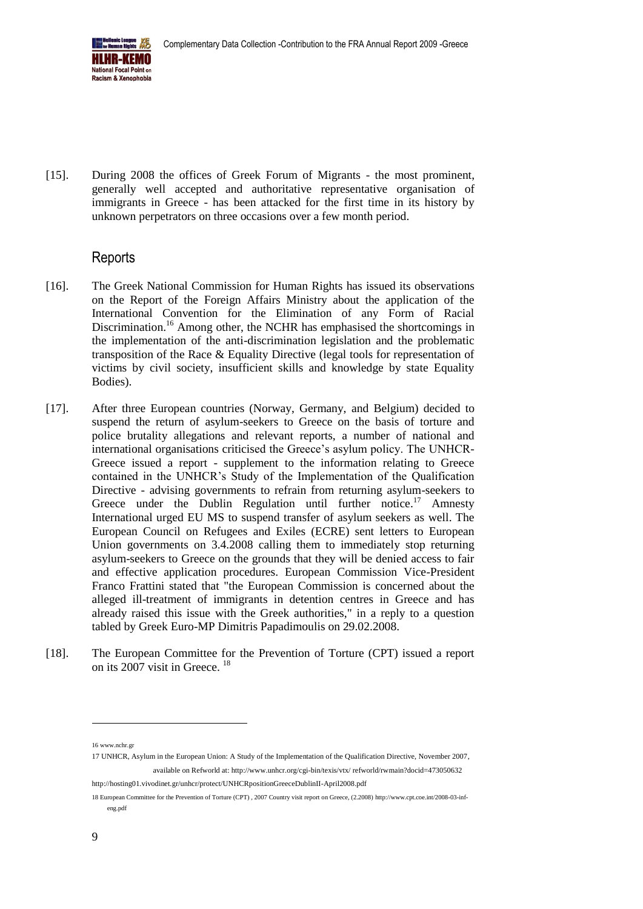[15]. During 2008 the offices of Greek Forum of Migrants - the most prominent, generally well accepted and authoritative representative organisation of immigrants in Greece - has been attacked for the first time in its history by unknown perpetrators on three occasions over a few month period.

## Reports

[16]. The Greek National Commission for Human Rights has issued its observations on the Report of the Foreign Affairs Ministry about the application of the International Convention for the Elimination of any Form of Racial Discrimination.[16] Among other, the NCHR has emphasised the shortcomings in the implementation of the anti-discrimination legislation and the problematic transposition of the Race & Equality Directive (legal tools for representation of victims by civil society, insufficient skills and knowledge by state Equality Bodies).

[17]. After three European countries (Norway, Germany, and Belgium) decided to suspend the return of asylum-seekers to Greece on the basis of torture and police brutality allegations and relevant reports, a number of national and international organisations criticised the Greece's asylum policy. The UNHCR-Greece issued a report - supplement to the information relating to Greece contained in the UNHCR's Study of the Implementation of the Qualification Directive - advising governments to refrain from returning asylum-seekers to Greece under the Dublin Regulation until further notice.[17] Amnesty International urged EU MS to suspend transfer of asylum seekers as well. The European Council on Refugees and Exiles (ECRE) sent letters to European Union governments on 3.4.2008 calling them to immediately stop returning asylum-seekers to Greece on the grounds that they will be denied access to fair and effective application procedures. European Commission Vice-President Franco Frattini stated that "the European Commission is concerned about the alleged ill-treatment of immigrants in detention centres in Greece and has already raised this issue with the Greek authorities," in a reply to a question tabled by Greek Euro-MP Dimitris Papadimoulis on 29.02.2008.

[18]. The European Committee for the Prevention of Torture (CPT) issued a report on its 2007 visit in Greece. [18]

---

16 www.nchr.gr

17 UNHCR, Asylum in the European Union: A Study of the Implementation of the Qualification Directive, November 2007, available on Refworld at: http://www.unhcr.org/cgi-bin/texis/vtx/ refworld/rwmain?docid=473050632 http://hosting01.vivodinet.gr/unhcr/protect/UNHCRpositionGreeceDublinII-April2008.pdf

18 European Committee for the Prevention of Torture (CPT) , 2007 Country visit report on Greece, (2.2008) http://www.cpt.coe.int/2008-03-inf-eng.pdf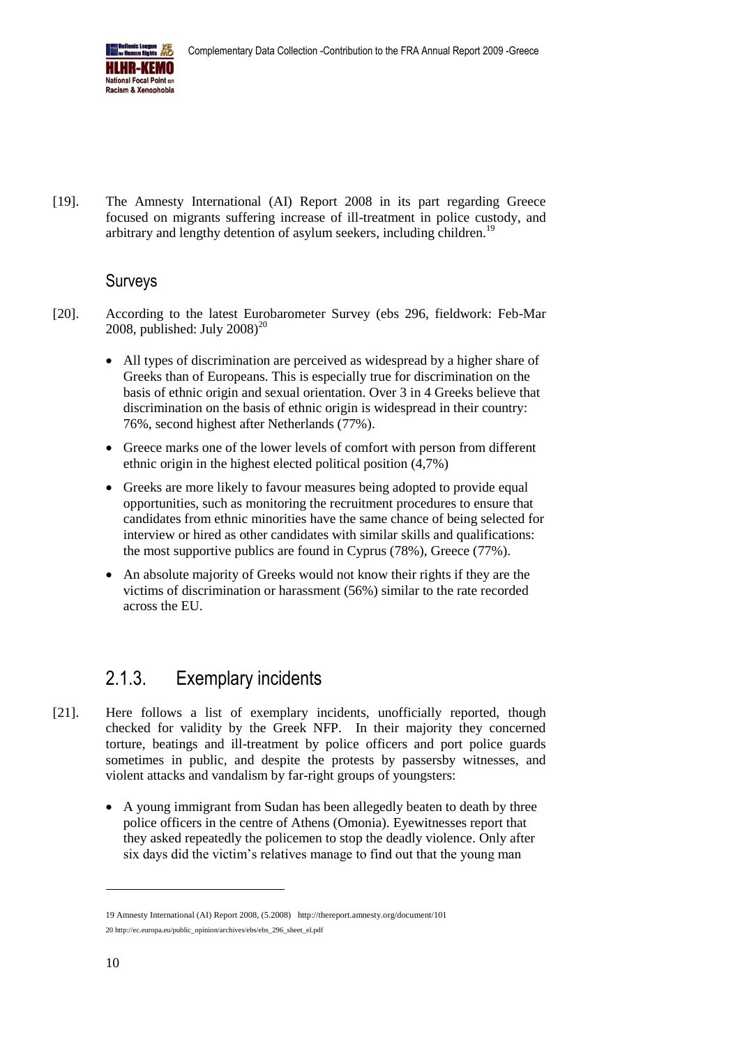[19]. The Amnesty International (AI) Report 2008 in its part regarding Greece focused on migrants suffering increase of ill-treatment in police custody, and arbitrary and lengthy detention of asylum seekers, including children.[19]

### Surveys

[20]. According to the latest Eurobarometer Survey (ebs 296, fieldwork: Feb-Mar 2008, published: July 2008)[20]

- All types of discrimination are perceived as widespread by a higher share of Greeks than of Europeans. This is especially true for discrimination on the basis of ethnic origin and sexual orientation. Over 3 in 4 Greeks believe that discrimination on the basis of ethnic origin is widespread in their country: 76%, second highest after Netherlands (77%).
- Greece marks one of the lower levels of comfort with person from different ethnic origin in the highest elected political position (4,7%)
- Greeks are more likely to favour measures being adopted to provide equal opportunities, such as monitoring the recruitment procedures to ensure that candidates from ethnic minorities have the same chance of being selected for interview or hired as other candidates with similar skills and qualifications: the most supportive publics are found in Cyprus (78%), Greece (77%).
- An absolute majority of Greeks would not know their rights if they are the victims of discrimination or harassment (56%) similar to the rate recorded across the EU.

## 2.1.3. Exemplary incidents

[21]. Here follows a list of exemplary incidents, unofficially reported, though checked for validity by the Greek NFP. In their majority they concerned torture, beatings and ill-treatment by police officers and port police guards sometimes in public, and despite the protests by passersby witnesses, and violent attacks and vandalism by far-right groups of youngsters:

- A young immigrant from Sudan has been allegedly beaten to death by three police officers in the centre of Athens (Omonia). Eyewitnesses report that they asked repeatedly the policemen to stop the deadly violence. Only after six days did the victim's relatives manage to find out that the young man

---

19 Amnesty International (AI) Report 2008, (5.2008) http://thereport.amnesty.org/document/101

20 http://ec.europa.eu/public_opinion/archives/ebs/ebs_296_sheet_el.pdf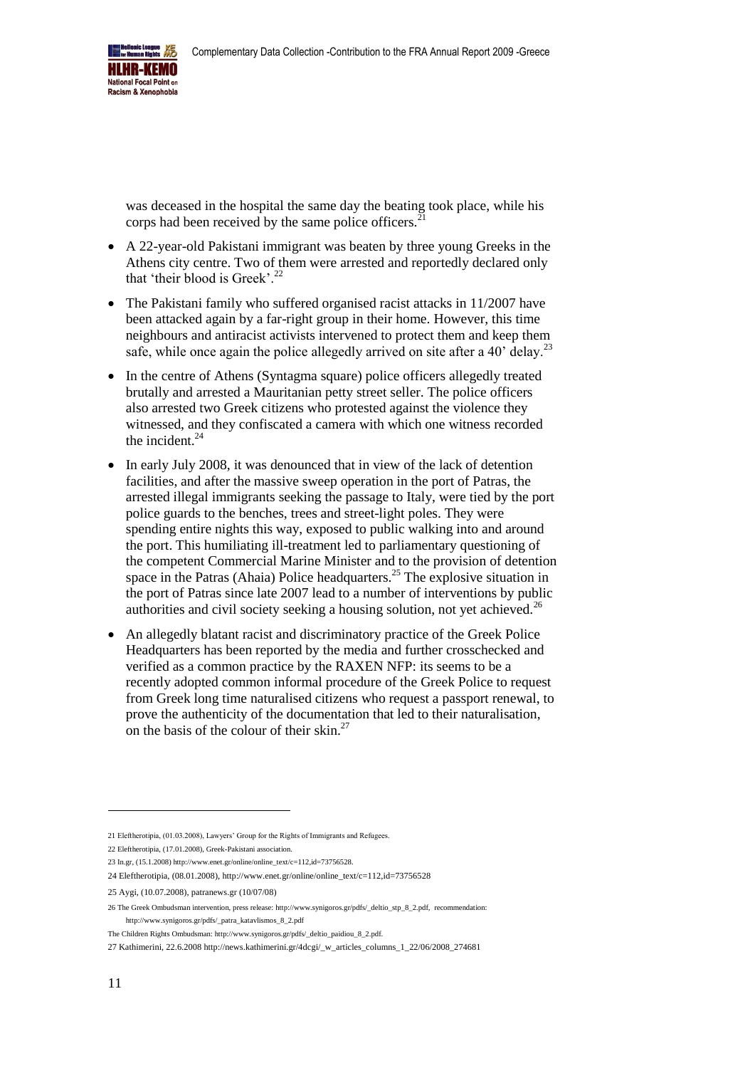was deceased in the hospital the same day the beating took place, while his corps had been received by the same police officers.[21]

- A 22-year-old Pakistani immigrant was beaten by three young Greeks in the Athens city centre. Two of them were arrested and reportedly declared only that 'their blood is Greek'.[22]
- The Pakistani family who suffered organised racist attacks in 11/2007 have been attacked again by a far-right group in their home. However, this time neighbours and antiracist activists intervened to protect them and keep them safe, while once again the police allegedly arrived on site after a 40' delay.[23]
- In the centre of Athens (Syntagma square) police officers allegedly treated brutally and arrested a Mauritanian petty street seller. The police officers also arrested two Greek citizens who protested against the violence they witnessed, and they confiscated a camera with which one witness recorded the incident.[24]
- In early July 2008, it was denounced that in view of the lack of detention facilities, and after the massive sweep operation in the port of Patras, the arrested illegal immigrants seeking the passage to Italy, were tied by the port police guards to the benches, trees and street-light poles. They were spending entire nights this way, exposed to public walking into and around the port. This humiliating ill-treatment led to parliamentary questioning of the competent Commercial Marine Minister and to the provision of detention space in the Patras (Ahaia) Police headquarters.[25] The explosive situation in the port of Patras since late 2007 lead to a number of interventions by public authorities and civil society seeking a housing solution, not yet achieved.[26]
- An allegedly blatant racist and discriminatory practice of the Greek Police Headquarters has been reported by the media and further crosschecked and verified as a common practice by the RAXEN NFP: its seems to be a recently adopted common informal procedure of the Greek Police to request from Greek long time naturalised citizens who request a passport renewal, to prove the authenticity of the documentation that led to their naturalisation, on the basis of the colour of their skin.[27]

---

21 Eleftherotipia, (01.03.2008), Lawyers' Group for the Rights of Immigrants and Refugees.

22 Eleftherotipia, (17.01.2008), Greek-Pakistani association.

23 In.gr, (15.1.2008) http://www.enet.gr/online/online_text/c=112,id=73756528.

24 Eleftherotipia, (08.01.2008), http://www.enet.gr/online/online_text/c=112,id=73756528

25 Aygi, (10.07.2008), patranews.gr (10/07/08)

26 The Greek Ombudsman intervention, press release: http://www.synigoros.gr/pdfs/_deltio_stp_8_2.pdf, recommendation: http://www.synigoros.gr/pdfs/_patra_katavlismos_8_2.pdf

The Children Rights Ombudsman: http://www.synigoros.gr/pdfs/_deltio_paidiou_8_2.pdf.

27 Kathimerini, 22.6.2008 http://news.kathimerini.gr/4dcgi/_w_articles_columns_1_22/06/2008_274681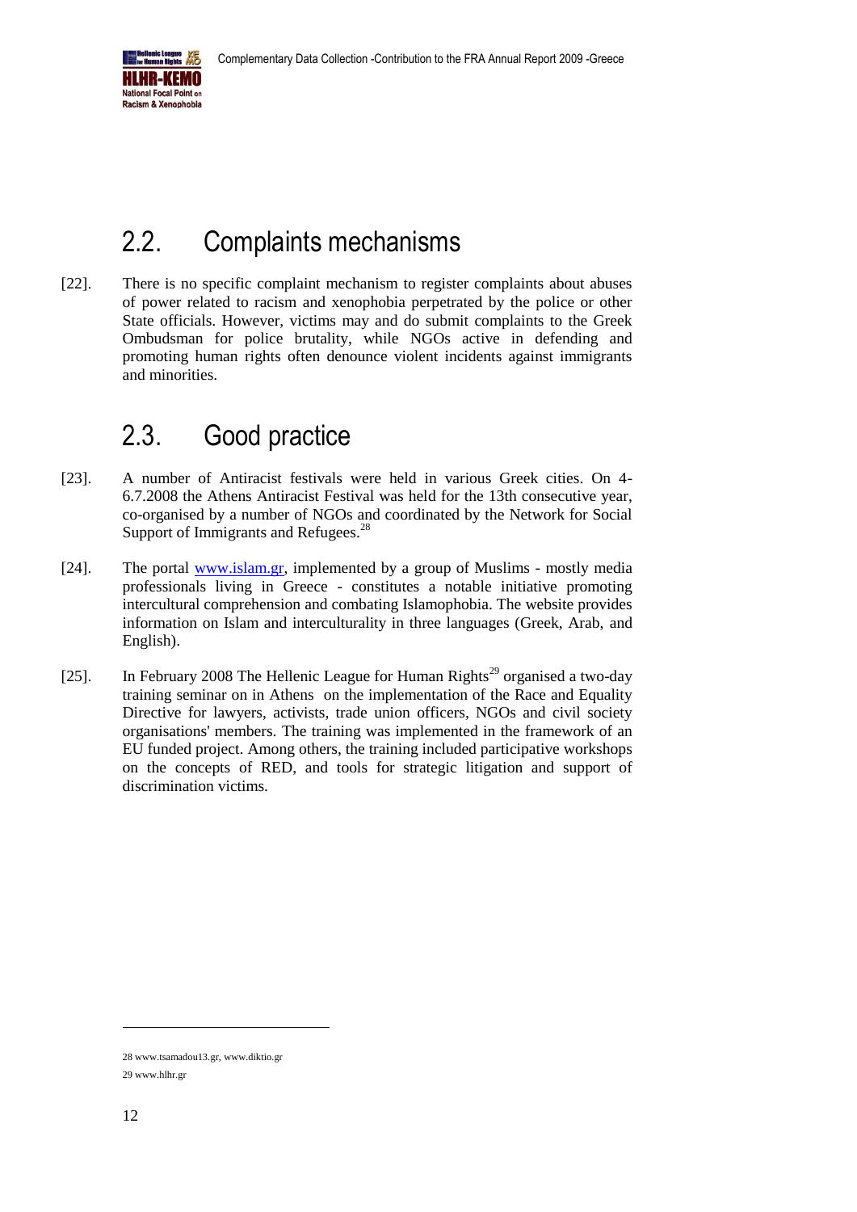## 2.2. Complaints mechanisms

[22]. There is no specific complaint mechanism to register complaints about abuses of power related to racism and xenophobia perpetrated by the police or other State officials. However, victims may and do submit complaints to the Greek Ombudsman for police brutality, while NGOs active in defending and promoting human rights often denounce violent incidents against immigrants and minorities.

## 2.3. Good practice

[23]. A number of Antiracist festivals were held in various Greek cities. On 4-6.7.2008 the Athens Antiracist Festival was held for the 13th consecutive year, co-organised by a number of NGOs and coordinated by the Network for Social Support of Immigrants and Refugees.[28]

[24]. The portal www.islam.gr, implemented by a group of Muslims - mostly media professionals living in Greece - constitutes a notable initiative promoting intercultural comprehension and combating Islamophobia. The website provides information on Islam and interculturality in three languages (Greek, Arab, and English).

[25]. In February 2008 The Hellenic League for Human Rights[29] organised a two-day training seminar on in Athens on the implementation of the Race and Equality Directive for lawyers, activists, trade union officers, NGOs and civil society organisations' members. The training was implemented in the framework of an EU funded project. Among others, the training included participative workshops on the concepts of RED, and tools for strategic litigation and support of discrimination victims.

---

28 www.tsamadou13.gr, www.diktio.gr

29 www.hlhr.gr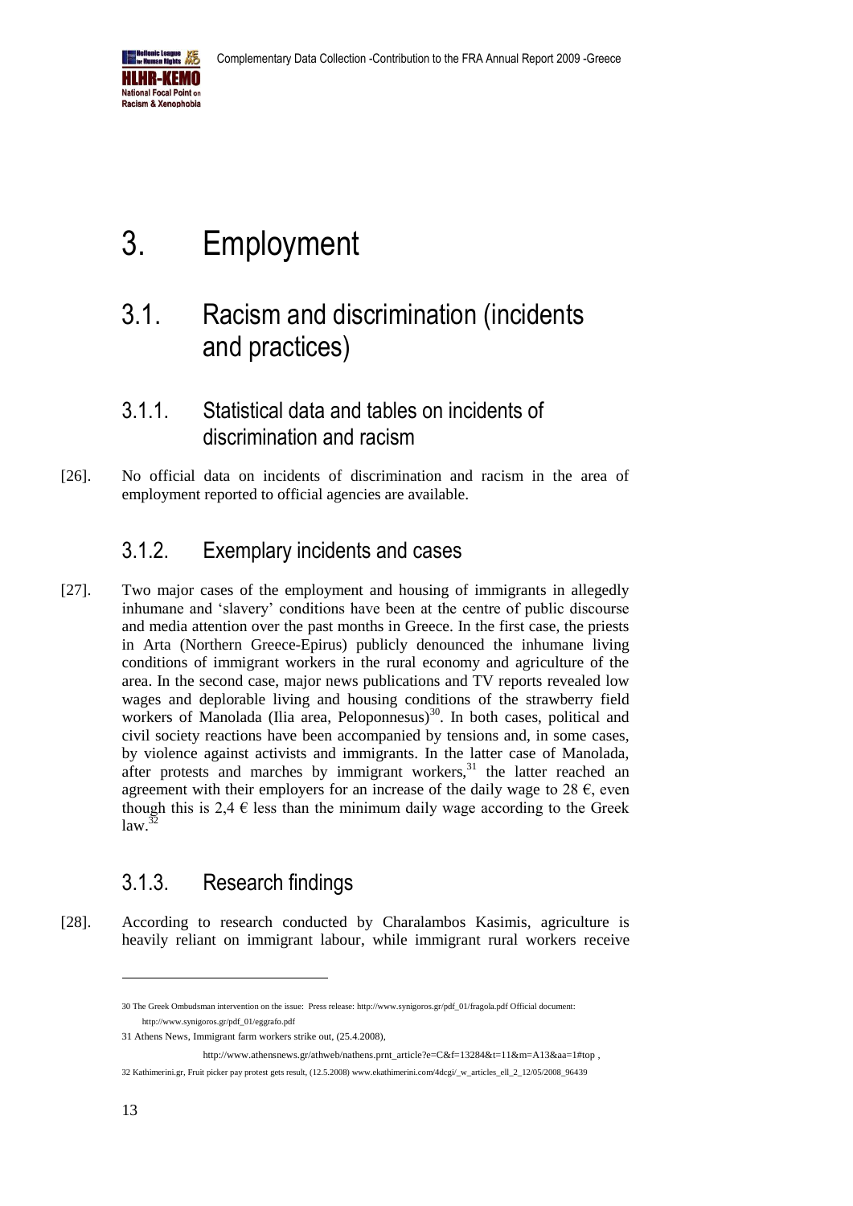# 3. Employment

## 3.1. Racism and discrimination (incidents and practices)

### 3.1.1. Statistical data and tables on incidents of discrimination and racism

[26]. No official data on incidents of discrimination and racism in the area of employment reported to official agencies are available.

### 3.1.2. Exemplary incidents and cases

[27]. Two major cases of the employment and housing of immigrants in allegedly inhumane and 'slavery' conditions have been at the centre of public discourse and media attention over the past months in Greece. In the first case, the priests in Arta (Northern Greece-Epirus) publicly denounced the inhumane living conditions of immigrant workers in the rural economy and agriculture of the area. In the second case, major news publications and TV reports revealed low wages and deplorable living and housing conditions of the strawberry field workers of Manolada (Ilia area, Peloponnesus)[30]. In both cases, political and civil society reactions have been accompanied by tensions and, in some cases, by violence against activists and immigrants. In the latter case of Manolada, after protests and marches by immigrant workers,[31] the latter reached an agreement with their employers for an increase of the daily wage to 28 €, even though this is 2,4 € less than the minimum daily wage according to the Greek law.[32]

### 3.1.3. Research findings

[28]. According to research conducted by Charalambos Kasimis, agriculture is heavily reliant on immigrant labour, while immigrant rural workers receive

---

30 The Greek Ombudsman intervention on the issue: Press release: http://www.synigoros.gr/pdf_01/fragola.pdf Official document: http://www.synigoros.gr/pdf_01/eggrafo.pdf

31 Athens News, Immigrant farm workers strike out, (25.4.2008), http://www.athensnews.gr/athweb/nathens.prnt_article?e=C&f=13284&t=11&m=A13&aa=1#top ,

32 Kathimerini.gr, Fruit picker pay protest gets result, (12.5.2008) www.ekathimerini.com/4dcgi/_w_articles_ell_2_12/05/2008_96439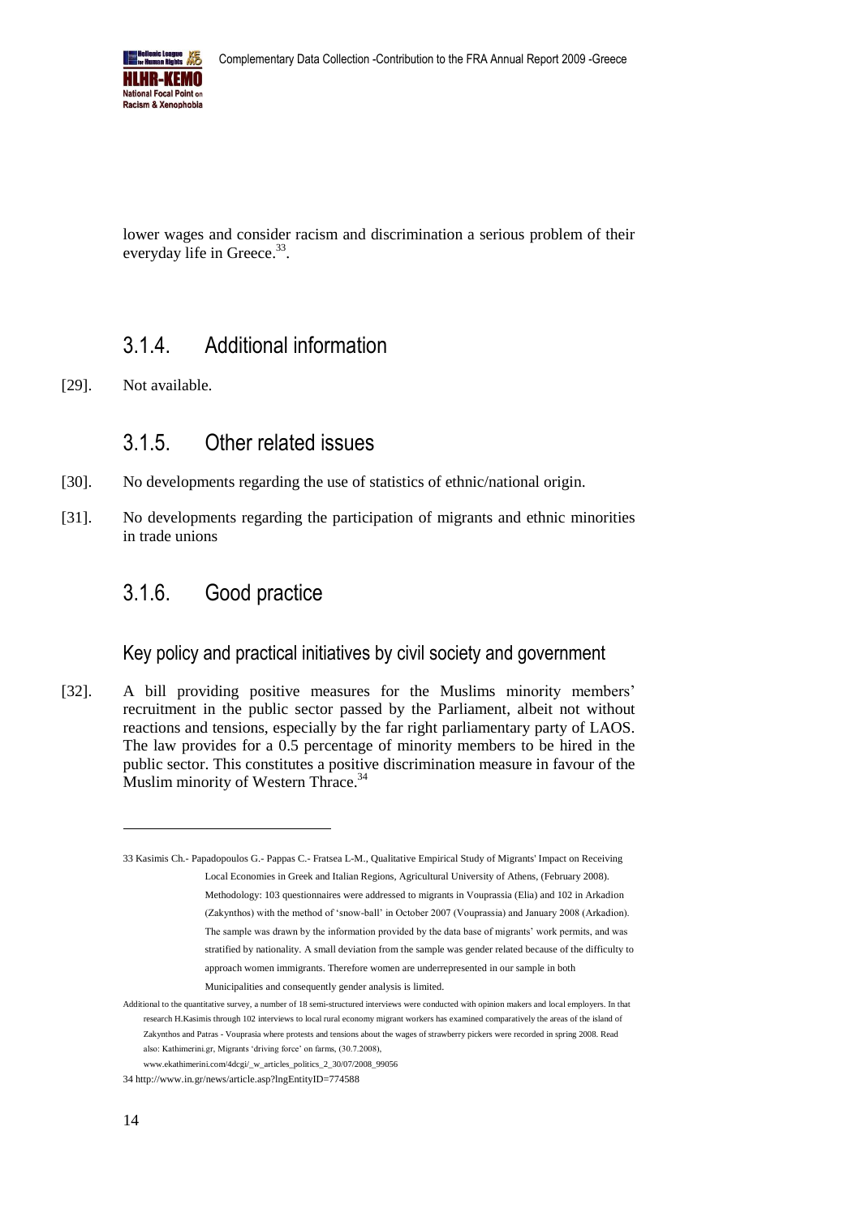lower wages and consider racism and discrimination a serious problem of their everyday life in Greece.[33].

### 3.1.4. Additional information

[29]. Not available.

### 3.1.5. Other related issues

[30]. No developments regarding the use of statistics of ethnic/national origin.

[31]. No developments regarding the participation of migrants and ethnic minorities in trade unions

### 3.1.6. Good practice

#### Key policy and practical initiatives by civil society and government

[32]. A bill providing positive measures for the Muslims minority members' recruitment in the public sector passed by the Parliament, albeit not without reactions and tensions, especially by the far right parliamentary party of LAOS. The law provides for a 0.5 percentage of minority members to be hired in the public sector. This constitutes a positive discrimination measure in favour of the Muslim minority of Western Thrace.[34]

---

33 Kasimis Ch.- Papadopoulos G.- Pappas C.- Fratsea L-M., Qualitative Empirical Study of Migrants' Impact on Receiving Local Economies in Greek and Italian Regions, Agricultural University of Athens, (February 2008). Methodology: 103 questionnaires were addressed to migrants in Vouprassia (Elia) and 102 in Arkadion (Zakynthos) with the method of 'snow-ball' in October 2007 (Vouprassia) and January 2008 (Arkadion). The sample was drawn by the information provided by the data base of migrants' work permits, and was stratified by nationality. A small deviation from the sample was gender related because of the difficulty to approach women immigrants. Therefore women are underrepresented in our sample in both Municipalities and consequently gender analysis is limited.

Additional to the quantitative survey, a number of 18 semi-structured interviews were conducted with opinion makers and local employers. In that research H.Kasimis through 102 interviews to local rural economy migrant workers has examined comparatively the areas of the island of Zakynthos and Patras - Vouprasia where protests and tensions about the wages of strawberry pickers were recorded in spring 2008. Read also: Kathimerini.gr, Migrants 'driving force' on farms, (30.7.2008), www.ekathimerini.com/4dcgi/_w_articles_politics_2_30/07/2008_99056

34 http://www.in.gr/news/article.asp?lngEntityID=774588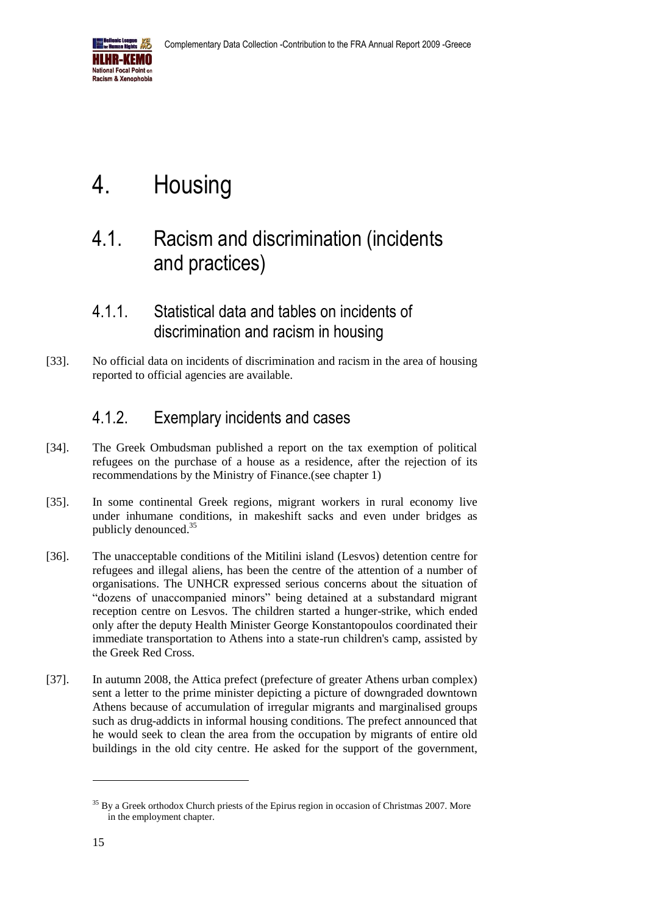# 4. Housing

## 4.1. Racism and discrimination (incidents and practices)

### 4.1.1. Statistical data and tables on incidents of discrimination and racism in housing

[33]. No official data on incidents of discrimination and racism in the area of housing reported to official agencies are available.

### 4.1.2. Exemplary incidents and cases

[34]. The Greek Ombudsman published a report on the tax exemption of political refugees on the purchase of a house as a residence, after the rejection of its recommendations by the Ministry of Finance.(see chapter 1)

[35]. In some continental Greek regions, migrant workers in rural economy live under inhumane conditions, in makeshift sacks and even under bridges as publicly denounced.[35]

[36]. The unacceptable conditions of the Mitilini island (Lesvos) detention centre for refugees and illegal aliens, has been the centre of the attention of a number of organisations. The UNHCR expressed serious concerns about the situation of "dozens of unaccompanied minors" being detained at a substandard migrant reception centre on Lesvos. The children started a hunger-strike, which ended only after the deputy Health Minister George Konstantopoulos coordinated their immediate transportation to Athens into a state-run children's camp, assisted by the Greek Red Cross.

[37]. In autumn 2008, the Attica prefect (prefecture of greater Athens urban complex) sent a letter to the prime minister depicting a picture of downgraded downtown Athens because of accumulation of irregular migrants and marginalised groups such as drug-addicts in informal housing conditions. The prefect announced that he would seek to clean the area from the occupation by migrants of entire old buildings in the old city centre. He asked for the support of the government,

---

[35] By a Greek orthodox Church priests of the Epirus region in occasion of Christmas 2007. More in the employment chapter.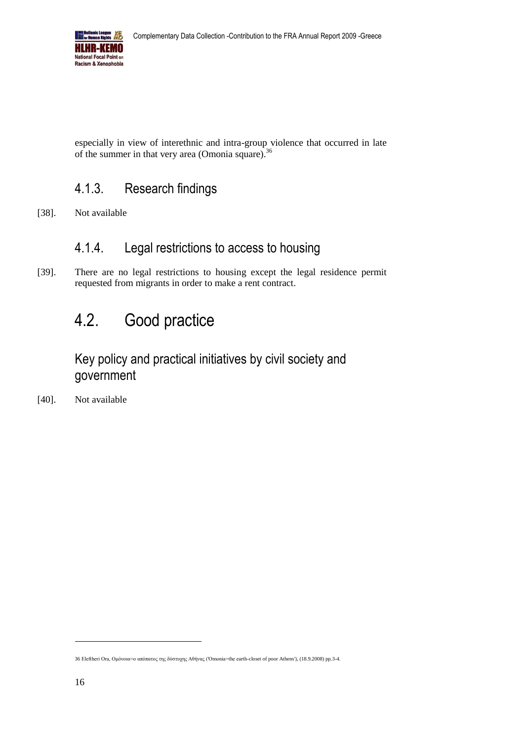especially in view of interethnic and intra-group violence that occurred in late of the summer in that very area (Omonia square).[36]

### 4.1.3. Research findings

[38]. Not available

### 4.1.4. Legal restrictions to access to housing

[39]. There are no legal restrictions to housing except the legal residence permit requested from migrants in order to make a rent contract.

## 4.2. Good practice

### Key policy and practical initiatives by civil society and government

[40]. Not available

---

36 Eleftheri Ora, Ομόνοια=ο απόπατος της δύστυχης Αθήνας ('Omonia=the earth-closet of poor Athens'), (18.9.2008) pp.3-4.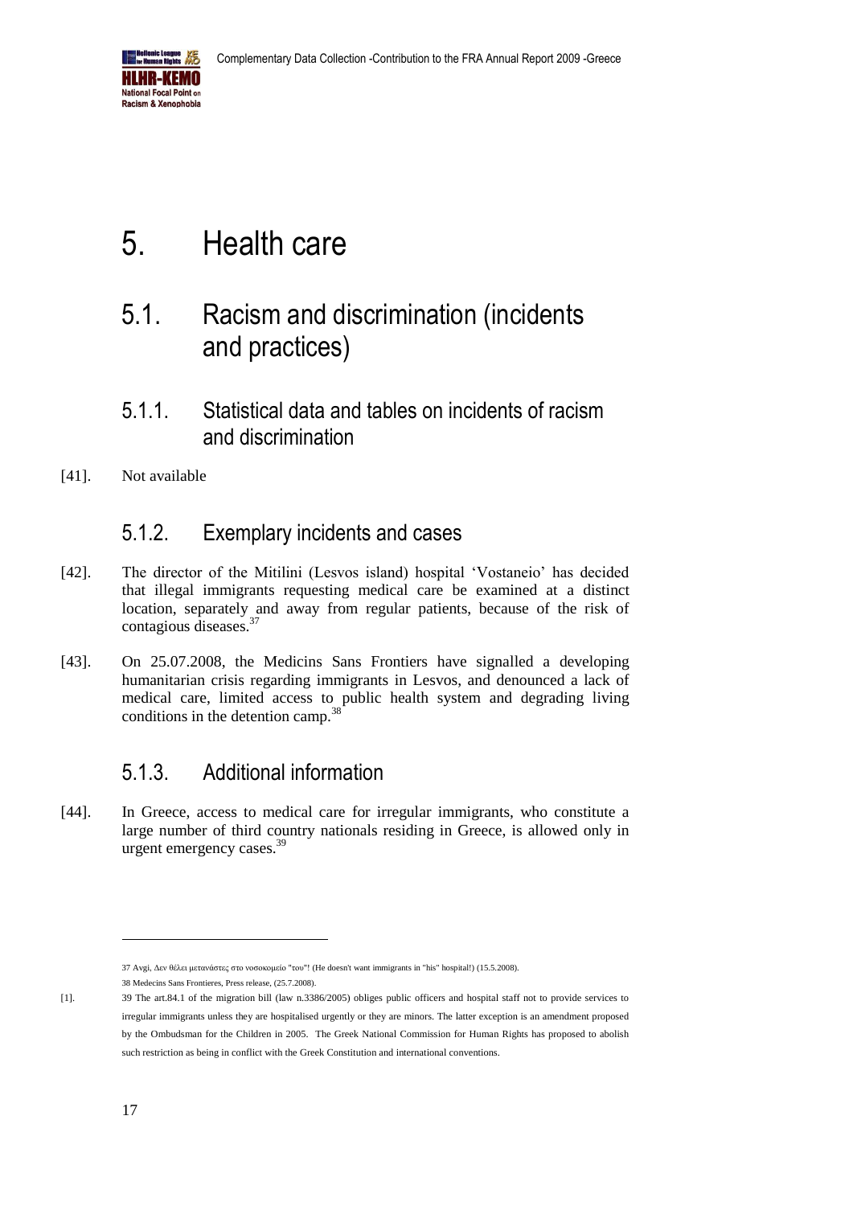# 5. Health care

## 5.1. Racism and discrimination (incidents and practices)

### 5.1.1. Statistical data and tables on incidents of racism and discrimination

[41]. Not available

### 5.1.2. Exemplary incidents and cases

[42]. The director of the Mitilini (Lesvos island) hospital 'Vostaneio' has decided that illegal immigrants requesting medical care be examined at a distinct location, separately and away from regular patients, because of the risk of contagious diseases.[37]

[43]. On 25.07.2008, the Medicins Sans Frontiers have signalled a developing humanitarian crisis regarding immigrants in Lesvos, and denounced a lack of medical care, limited access to public health system and degrading living conditions in the detention camp.[38]

### 5.1.3. Additional information

[44]. In Greece, access to medical care for irregular immigrants, who constitute a large number of third country nationals residing in Greece, is allowed only in urgent emergency cases.[39]

---

37 Avgi, Δεν θέλει μετανάστες στο νοσοκομείο "του"! (He doesn't want immigrants in "his" hospital!) (15.5.2008).

38 Medecins Sans Frontieres, Press release, (25.7.2008).

[1]. 39 The art.84.1 of the migration bill (law n.3386/2005) obliges public officers and hospital staff not to provide services to irregular immigrants unless they are hospitalised urgently or they are minors. The latter exception is an amendment proposed by the Ombudsman for the Children in 2005. The Greek National Commission for Human Rights has proposed to abolish such restriction as being in conflict with the Greek Constitution and international conventions.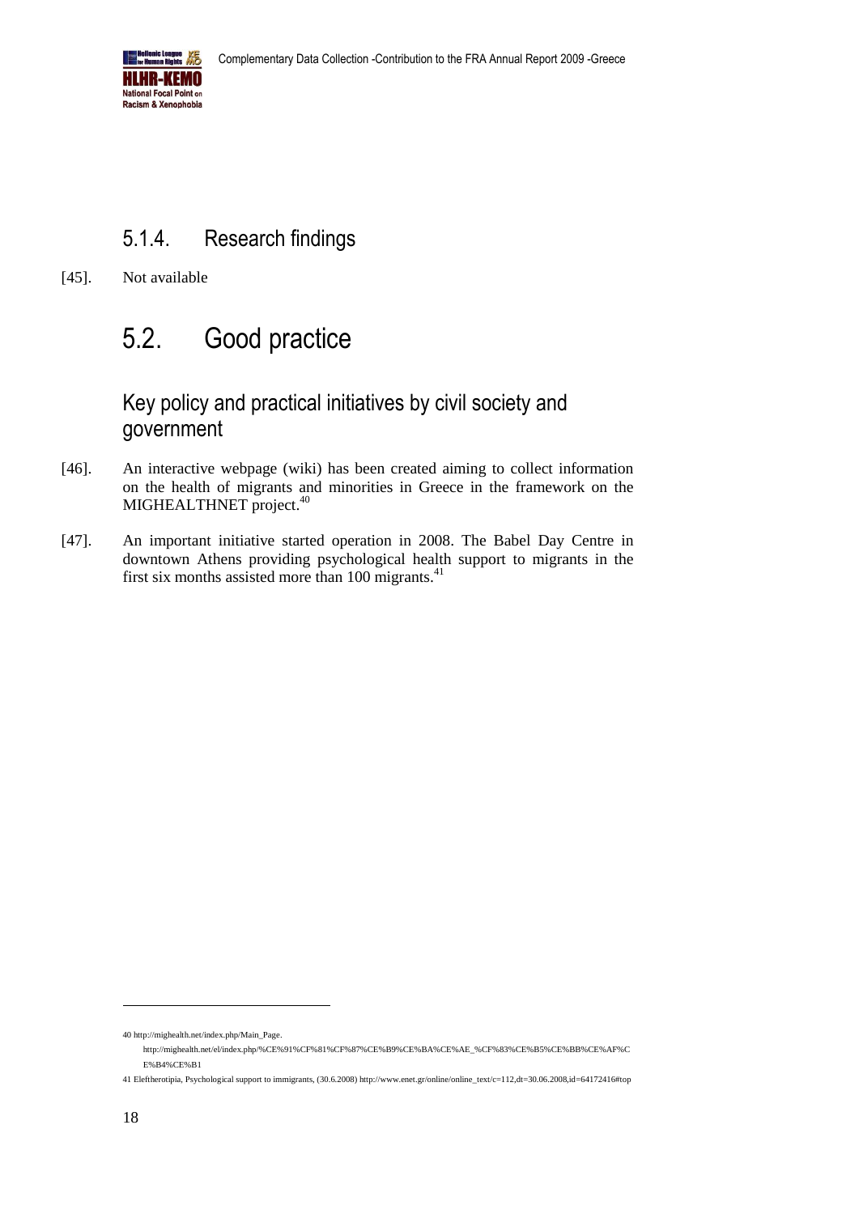### 5.1.4. Research findings

[45]. Not available

## 5.2. Good practice

### Key policy and practical initiatives by civil society and government

[46]. An interactive webpage (wiki) has been created aiming to collect information on the health of migrants and minorities in Greece in the framework on the MIGHEALTHNET project.[40]

[47]. An important initiative started operation in 2008. The Babel Day Centre in downtown Athens providing psychological health support to migrants in the first six months assisted more than 100 migrants.[41]

---

40 http://mighealth.net/index.php/Main_Page.
http://mighealth.net/el/index.php/%CE%91%CF%81%CF%87%CE%B9%CE%BA%CE%AE_%CF%83%CE%B5%CE%BB%CE%AF%CE%B4%CE%B1

41 Eleftherotipia, Psychological support to immigrants, (30.6.2008) http://www.enet.gr/online/online_text/c=112,dt=30.06.2008,id=64172416#top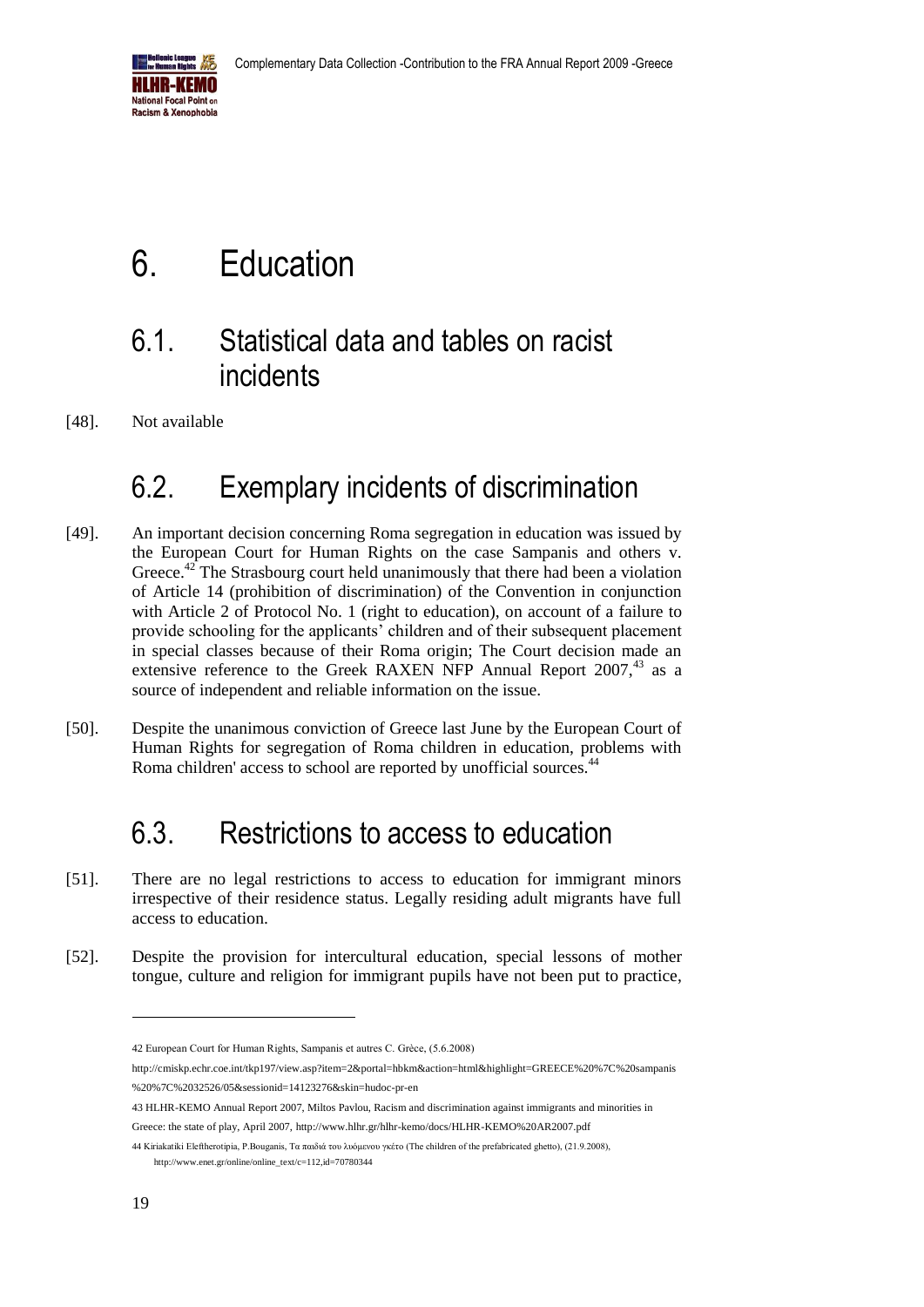# 6. Education

## 6.1. Statistical data and tables on racist incidents

[48]. Not available

## 6.2. Exemplary incidents of discrimination

[49]. An important decision concerning Roma segregation in education was issued by the European Court for Human Rights on the case Sampanis and others v. Greece.[42] The Strasbourg court held unanimously that there had been a violation of Article 14 (prohibition of discrimination) of the Convention in conjunction with Article 2 of Protocol No. 1 (right to education), on account of a failure to provide schooling for the applicants' children and of their subsequent placement in special classes because of their Roma origin; The Court decision made an extensive reference to the Greek RAXEN NFP Annual Report 2007,[43] as a source of independent and reliable information on the issue.

[50]. Despite the unanimous conviction of Greece last June by the European Court of Human Rights for segregation of Roma children in education, problems with Roma children' access to school are reported by unofficial sources.[44]

## 6.3. Restrictions to access to education

[51]. There are no legal restrictions to access to education for immigrant minors irrespective of their residence status. Legally residing adult migrants have full access to education.

[52]. Despite the provision for intercultural education, special lessons of mother tongue, culture and religion for immigrant pupils have not been put to practice,

---

42 European Court for Human Rights, Sampanis et autres C. Grèce, (5.6.2008) http://cmiskp.echr.coe.int/tkp197/view.asp?item=2&portal=hbkm&action=html&highlight=GREECE%20%7C%20sampanis%20%7C%2032526/05&sessionid=14123276&skin=hudoc-pr-en

43 HLHR-KEMO Annual Report 2007, Miltos Pavlou, Racism and discrimination against immigrants and minorities in Greece: the state of play, April 2007, http://www.hlhr.gr/hlhr-kemo/docs/HLHR-KEMO%20AR2007.pdf

44 Kiriakatiki Eleftherotipia, P.Bouganis, Τα παιδιά του λυόμενου γκέτο (The children of the prefabricated ghetto), (21.9.2008), http://www.enet.gr/online/online_text/c=112,id=70780344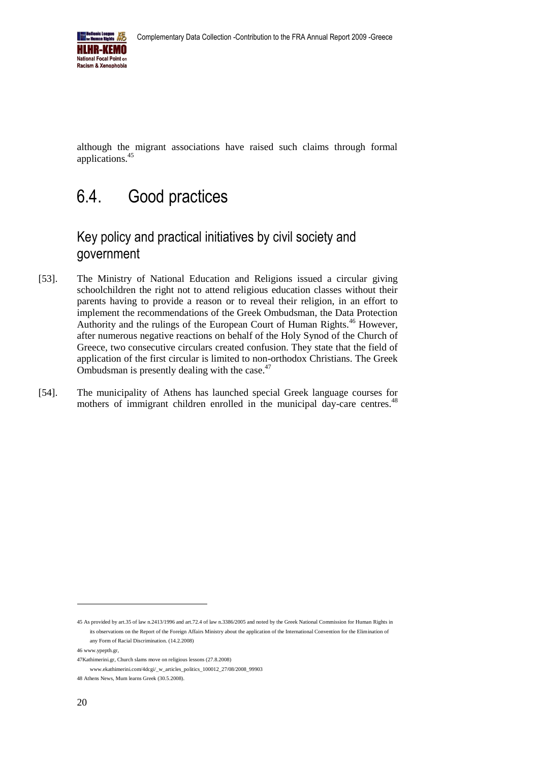although the migrant associations have raised such claims through formal applications.[45]

# 6.4. Good practices

## Key policy and practical initiatives by civil society and government

[53]. The Ministry of National Education and Religions issued a circular giving schoolchildren the right not to attend religious education classes without their parents having to provide a reason or to reveal their religion, in an effort to implement the recommendations of the Greek Ombudsman, the Data Protection Authority and the rulings of the European Court of Human Rights.[46] However, after numerous negative reactions on behalf of the Holy Synod of the Church of Greece, two consecutive circulars created confusion. They state that the field of application of the first circular is limited to non-orthodox Christians. The Greek Ombudsman is presently dealing with the case.[47]

[54]. The municipality of Athens has launched special Greek language courses for mothers of immigrant children enrolled in the municipal day-care centres.[48]

---

45 As provided by art.35 of law n.2413/1996 and art.72.4 of law n.3386/2005 and noted by the Greek National Commission for Human Rights in its observations on the Report of the Foreign Affairs Ministry about the application of the International Convention for the Elimination of any Form of Racial Discrimination. (14.2.2008)

46 www.ypepth.gr,

47Kathimerini.gr, Church slams move on religious lessons (27.8.2008) www.ekathimerini.com/4dcgi/_w_articles_politics_100012_27/08/2008_99903

48 Athens News, Mum learns Greek (30.5.2008).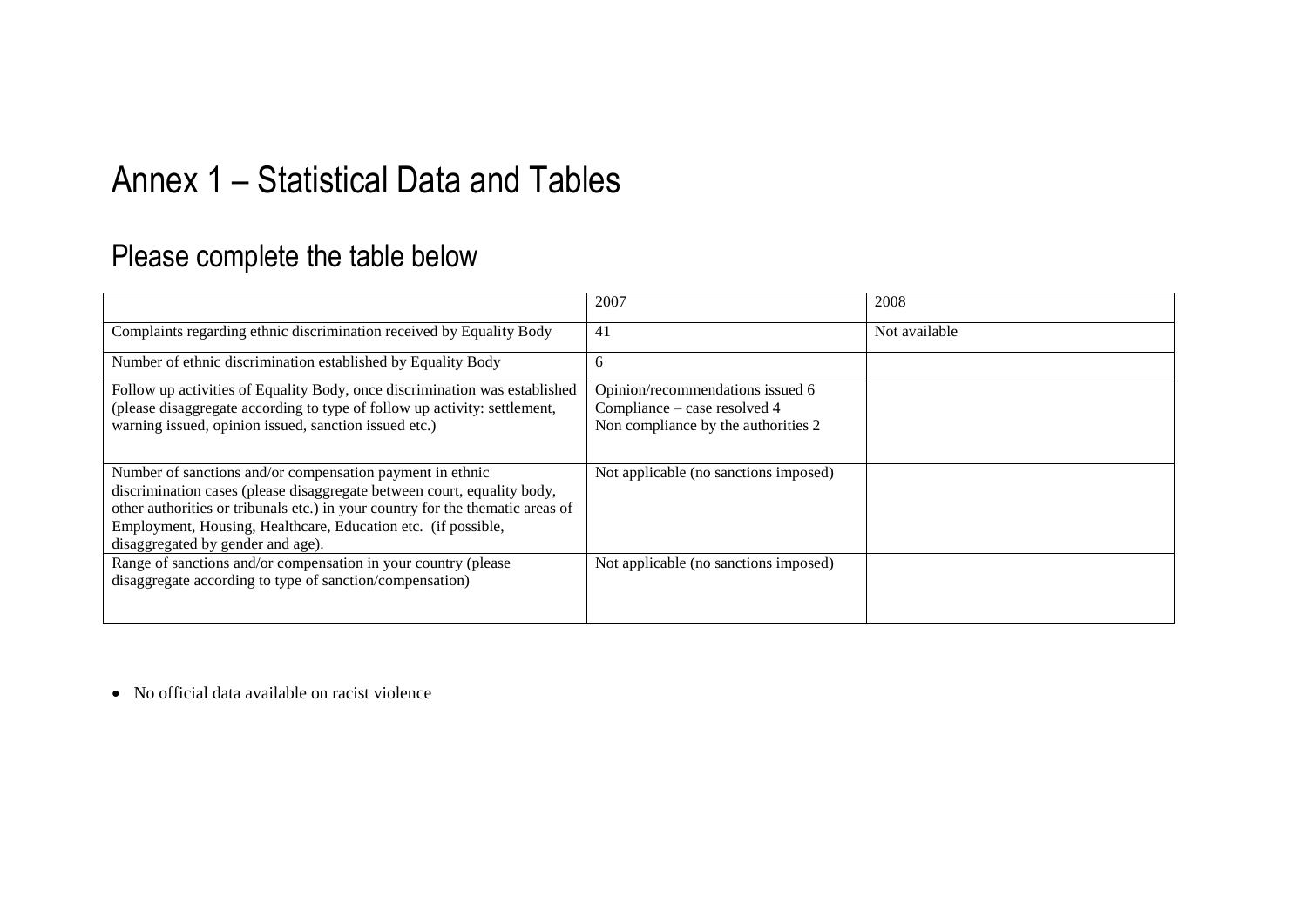# Annex 1 – Statistical Data and Tables

## Please complete the table below

| | 2007 | 2008 |
|---|---|---|
| Complaints regarding ethnic discrimination received by Equality Body | 41 | Not available |
| Number of ethnic discrimination established by Equality Body | 6 | |
| Follow up activities of Equality Body, once discrimination was established (please disaggregate according to type of follow up activity: settlement, warning issued, opinion issued, sanction issued etc.) | Opinion/recommendations issued 6<br>Compliance – case resolved 4<br>Non compliance by the authorities 2 | |
| Number of sanctions and/or compensation payment in ethnic discrimination cases (please disaggregate between court, equality body, other authorities or tribunals etc.) in your country for the thematic areas of Employment, Housing, Healthcare, Education etc. (if possible, disaggregated by gender and age). | Not applicable (no sanctions imposed) | |
| Range of sanctions and/or compensation in your country (please disaggregate according to type of sanction/compensation) | Not applicable (no sanctions imposed) | |

- No official data available on racist violence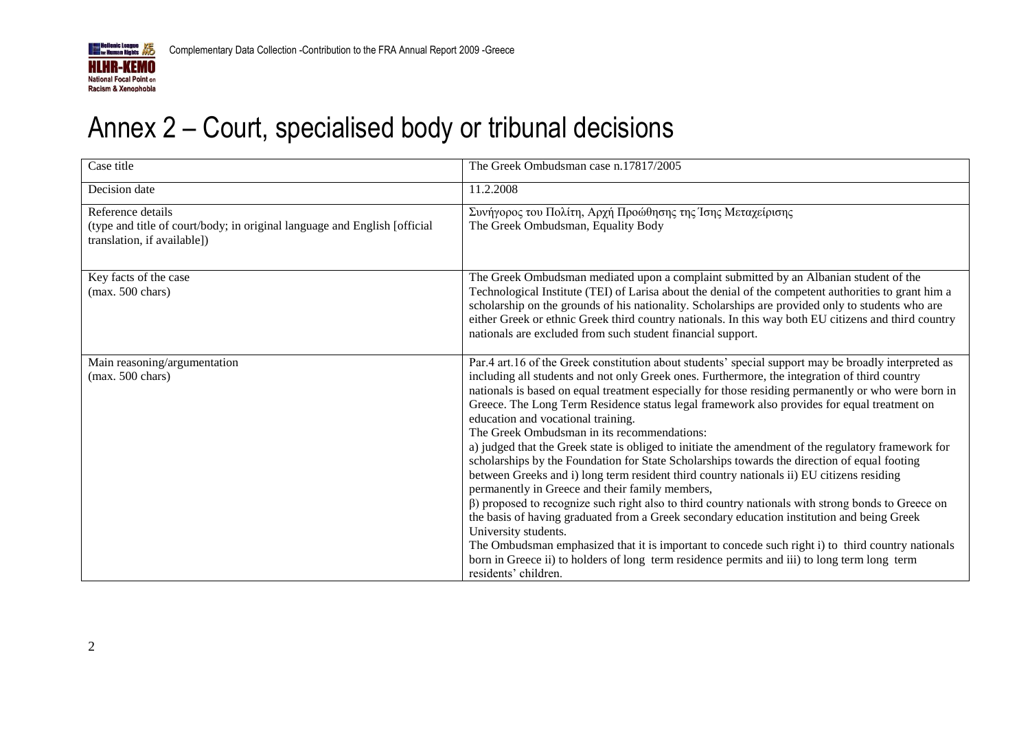# Annex 2 – Court, specialised body or tribunal decisions

| Case title | The Greek Ombudsman case n.17817/2005 |
| --- | --- |
| Decision date | 11.2.2008 |
| Reference details<br>(type and title of court/body; in original language and English [official translation, if available]) | Συνήγορος του Πολίτη, Αρχή Προώθησης της Ίσης Μεταχείρισης<br>The Greek Ombudsman, Equality Body |
| Key facts of the case<br>(max. 500 chars) | The Greek Ombudsman mediated upon a complaint submitted by an Albanian student of the Technological Institute (TEI) of Larisa about the denial of the competent authorities to grant him a scholarship on the grounds of his nationality. Scholarships are provided only to students who are either Greek or ethnic Greek third country nationals. In this way both EU citizens and third country nationals are excluded from such student financial support. |
| Main reasoning/argumentation<br>(max. 500 chars) | Par.4 art.16 of the Greek constitution about students' special support may be broadly interpreted as including all students and not only Greek ones. Furthermore, the integration of third country nationals is based on equal treatment especially for those residing permanently or who were born in Greece. The Long Term Residence status legal framework also provides for equal treatment on education and vocational training.<br>The Greek Ombudsman in its recommendations:<br>a) judged that the Greek state is obliged to initiate the amendment of the regulatory framework for scholarships by the Foundation for State Scholarships towards the direction of equal footing between Greeks and i) long term resident third country nationals ii) EU citizens residing permanently in Greece and their family members,<br>β) proposed to recognize such right also to third country nationals with strong bonds to Greece on the basis of having graduated from a Greek secondary education institution and being Greek University students.<br>The Ombudsman emphasized that it is important to concede such right i) to third country nationals born in Greece ii) to holders of long term residence permits and iii) to long term long term residents' children. |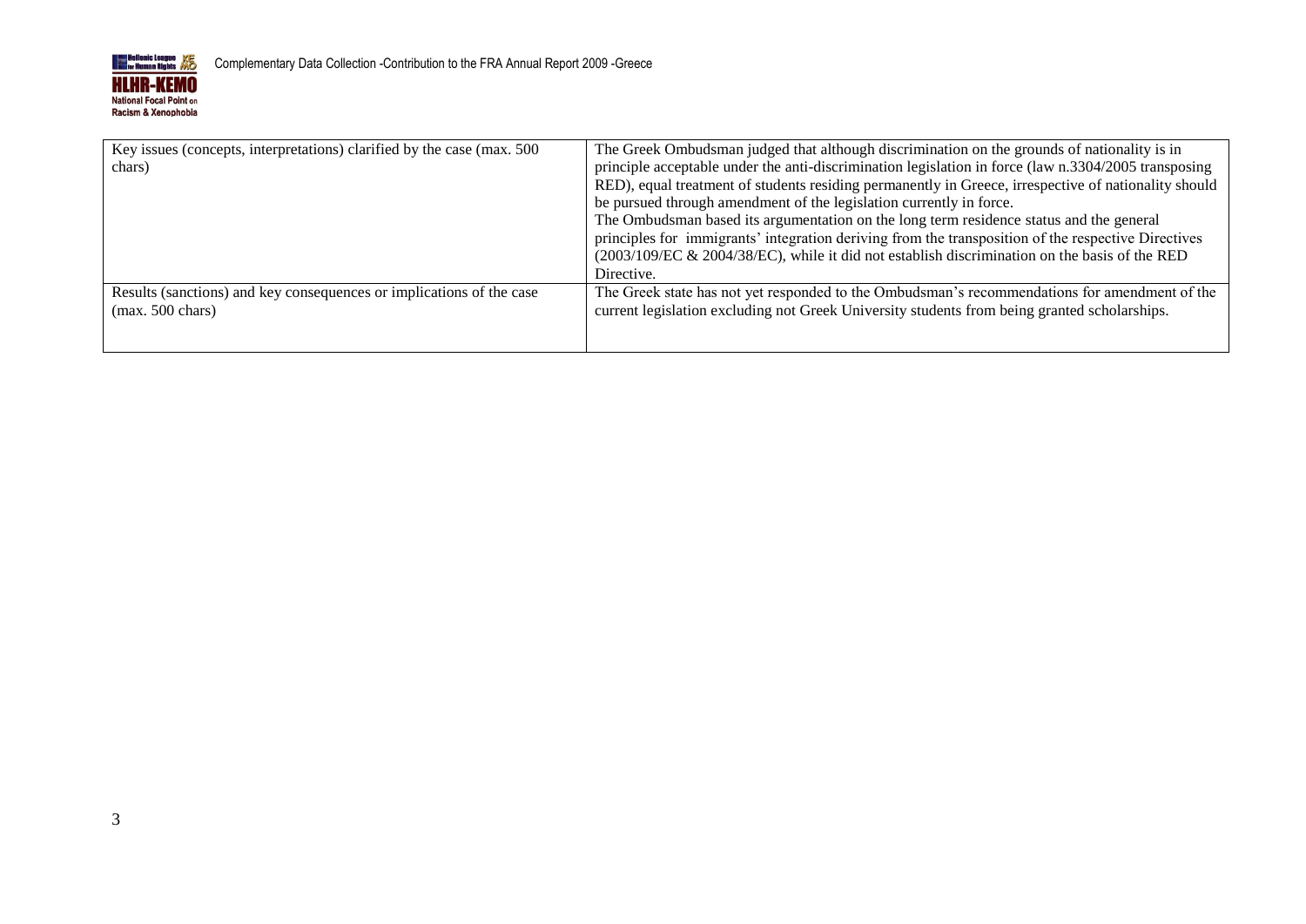| Key issues (concepts, interpretations) clarified by the case (max. 500 chars) | The Greek Ombudsman judged that although discrimination on the grounds of nationality is in principle acceptable under the anti-discrimination legislation in force (law n.3304/2005 transposing RED), equal treatment of students residing permanently in Greece, irrespective of nationality should be pursued through amendment of the legislation currently in force.<br>The Ombudsman based its argumentation on the long term residence status and the general principles for immigrants' integration deriving from the transposition of the respective Directives (2003/109/EC & 2004/38/EC), while it did not establish discrimination on the basis of the RED Directive. |
|---|---|
| Results (sanctions) and key consequences or implications of the case (max. 500 chars) | The Greek state has not yet responded to the Ombudsman's recommendations for amendment of the current legislation excluding not Greek University students from being granted scholarships. |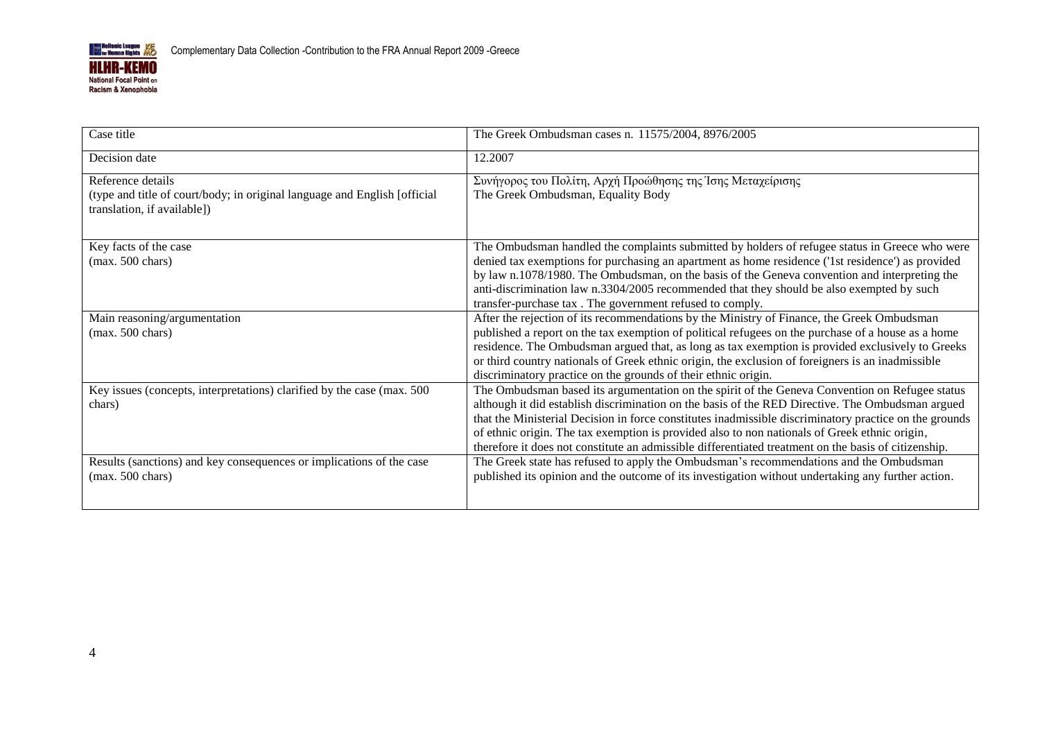| Case title | The Greek Ombudsman cases n. 11575/2004, 8976/2005 |
| --- | --- |
| Decision date | 12.2007 |
| Reference details (type and title of court/body; in original language and English [official translation, if available]) | Συνήγορος του Πολίτη, Αρχή Προώθησης της Ίσης Μεταχείρισης The Greek Ombudsman, Equality Body |
| Key facts of the case (max. 500 chars) | The Ombudsman handled the complaints submitted by holders of refugee status in Greece who were denied tax exemptions for purchasing an apartment as home residence ('1st residence') as provided by law n.1078/1980. The Ombudsman, on the basis of the Geneva convention and interpreting the anti-discrimination law n.3304/2005 recommended that they should be also exempted by such transfer-purchase tax . The government refused to comply. |
| Main reasoning/argumentation (max. 500 chars) | After the rejection of its recommendations by the Ministry of Finance, the Greek Ombudsman published a report on the tax exemption of political refugees on the purchase of a house as a home residence. The Ombudsman argued that, as long as tax exemption is provided exclusively to Greeks or third country nationals of Greek ethnic origin, the exclusion of foreigners is an inadmissible discriminatory practice on the grounds of their ethnic origin. |
| Key issues (concepts, interpretations) clarified by the case (max. 500 chars) | The Ombudsman based its argumentation on the spirit of the Geneva Convention on Refugee status although it did establish discrimination on the basis of the RED Directive. The Ombudsman argued that the Ministerial Decision in force constitutes inadmissible discriminatory practice on the grounds of ethnic origin. The tax exemption is provided also to non nationals of Greek ethnic origin, therefore it does not constitute an admissible differentiated treatment on the basis of citizenship. |
| Results (sanctions) and key consequences or implications of the case (max. 500 chars) | The Greek state has refused to apply the Ombudsman's recommendations and the Ombudsman published its opinion and the outcome of its investigation without undertaking any further action. |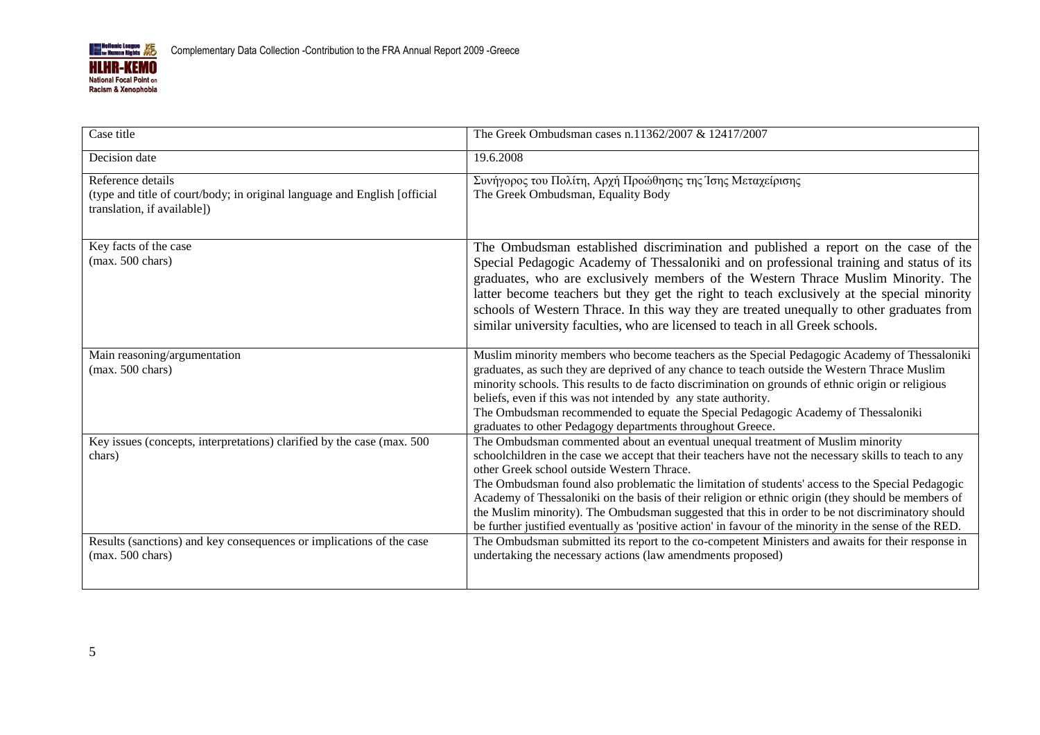| Case title | The Greek Ombudsman cases n.11362/2007 & 12417/2007 |
|---|---|
| Decision date | 19.6.2008 |
| Reference details<br>(type and title of court/body; in original language and English [official translation, if available]) | Συνήγορος του Πολίτη, Αρχή Προώθησης της Ίσης Μεταχείρισης<br>The Greek Ombudsman, Equality Body |
| Key facts of the case<br>(max. 500 chars) | The Ombudsman established discrimination and published a report on the case of the Special Pedagogic Academy of Thessaloniki and on professional training and status of its graduates, who are exclusively members of the Western Thrace Muslim Minority. The latter become teachers but they get the right to teach exclusively at the special minority schools of Western Thrace. In this way they are treated unequally to other graduates from similar university faculties, who are licensed to teach in all Greek schools. |
| Main reasoning/argumentation<br>(max. 500 chars) | Muslim minority members who become teachers as the Special Pedagogic Academy of Thessaloniki graduates, as such they are deprived of any chance to teach outside the Western Thrace Muslim minority schools. This results to de facto discrimination on grounds of ethnic origin or religious beliefs, even if this was not intended by any state authority.<br>The Ombudsman recommended to equate the Special Pedagogic Academy of Thessaloniki graduates to other Pedagogy departments throughout Greece. |
| Key issues (concepts, interpretations) clarified by the case (max. 500 chars) | The Ombudsman commented about an eventual unequal treatment of Muslim minority schoolchildren in the case we accept that their teachers have not the necessary skills to teach to any other Greek school outside Western Thrace.<br>The Ombudsman found also problematic the limitation of students' access to the Special Pedagogic Academy of Thessaloniki on the basis of their religion or ethnic origin (they should be members of the Muslim minority). The Ombudsman suggested that this in order to be not discriminatory should be further justified eventually as 'positive action' in favour of the minority in the sense of the RED. |
| Results (sanctions) and key consequences or implications of the case (max. 500 chars) | The Ombudsman submitted its report to the co-competent Ministers and awaits for their response in undertaking the necessary actions (law amendments proposed) |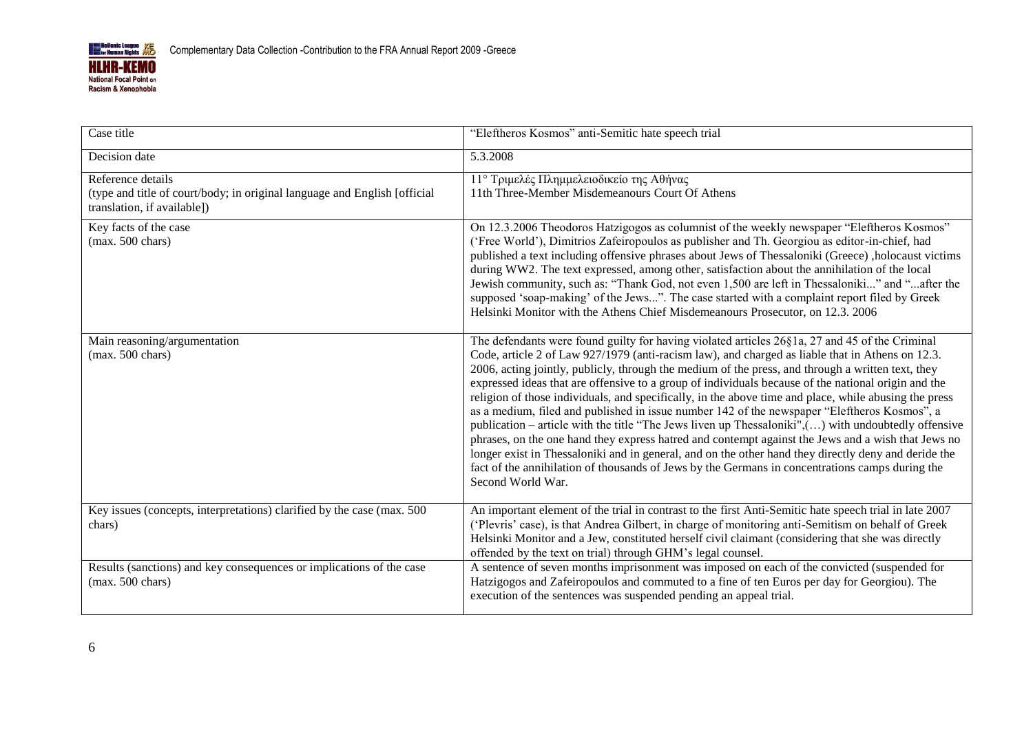| Case title | "Eleftheros Kosmos" anti-Semitic hate speech trial |
| --- | --- |
| Decision date | 5.3.2008 |
| Reference details<br>(type and title of court/body; in original language and English [official translation, if available]) | 11° Τριμελές Πλημμελειοδικείο της Αθήνας<br>11th Three-Member Misdemeanours Court Of Athens |
| Key facts of the case<br>(max. 500 chars) | On 12.3.2006 Theodoros Hatzigogos as columnist of the weekly newspaper "Eleftheros Kosmos" ('Free World'), Dimitrios Zafeiropoulos as publisher and Th. Georgiou as editor-in-chief, had published a text including offensive phrases about Jews of Thessaloniki (Greece) ,holocaust victims during WW2. The text expressed, among other, satisfaction about the annihilation of the local Jewish community, such as: "Thank God, not even 1,500 are left in Thessaloniki..." and "...after the supposed 'soap-making' of the Jews...". The case started with a complaint report filed by Greek Helsinki Monitor with the Athens Chief Misdemeanours Prosecutor, on 12.3. 2006 |
| Main reasoning/argumentation<br>(max. 500 chars) | The defendants were found guilty for having violated articles 26§1a, 27 and 45 of the Criminal Code, article 2 of Law 927/1979 (anti-racism law), and charged as liable that in Athens on 12.3. 2006, acting jointly, publicly, through the medium of the press, and through a written text, they expressed ideas that are offensive to a group of individuals because of the national origin and the religion of those individuals, and specifically, in the above time and place, while abusing the press as a medium, filed and published in issue number 142 of the newspaper "Eleftheros Kosmos", a publication – article with the title "The Jews liven up Thessaloniki",(…) with undoubtedly offensive phrases, on the one hand they express hatred and contempt against the Jews and a wish that Jews no longer exist in Thessaloniki and in general, and on the other hand they directly deny and deride the fact of the annihilation of thousands of Jews by the Germans in concentrations camps during the Second World War. |
| Key issues (concepts, interpretations) clarified by the case (max. 500 chars) | An important element of the trial in contrast to the first Anti-Semitic hate speech trial in late 2007 ('Plevris' case), is that Andrea Gilbert, in charge of monitoring anti-Semitism on behalf of Greek Helsinki Monitor and a Jew, constituted herself civil claimant (considering that she was directly offended by the text on trial) through GHM's legal counsel. |
| Results (sanctions) and key consequences or implications of the case<br>(max. 500 chars) | A sentence of seven months imprisonment was imposed on each of the convicted (suspended for Hatzigogos and Zafeiropoulos and commuted to a fine of ten Euros per day for Georgiou). The execution of the sentences was suspended pending an appeal trial. |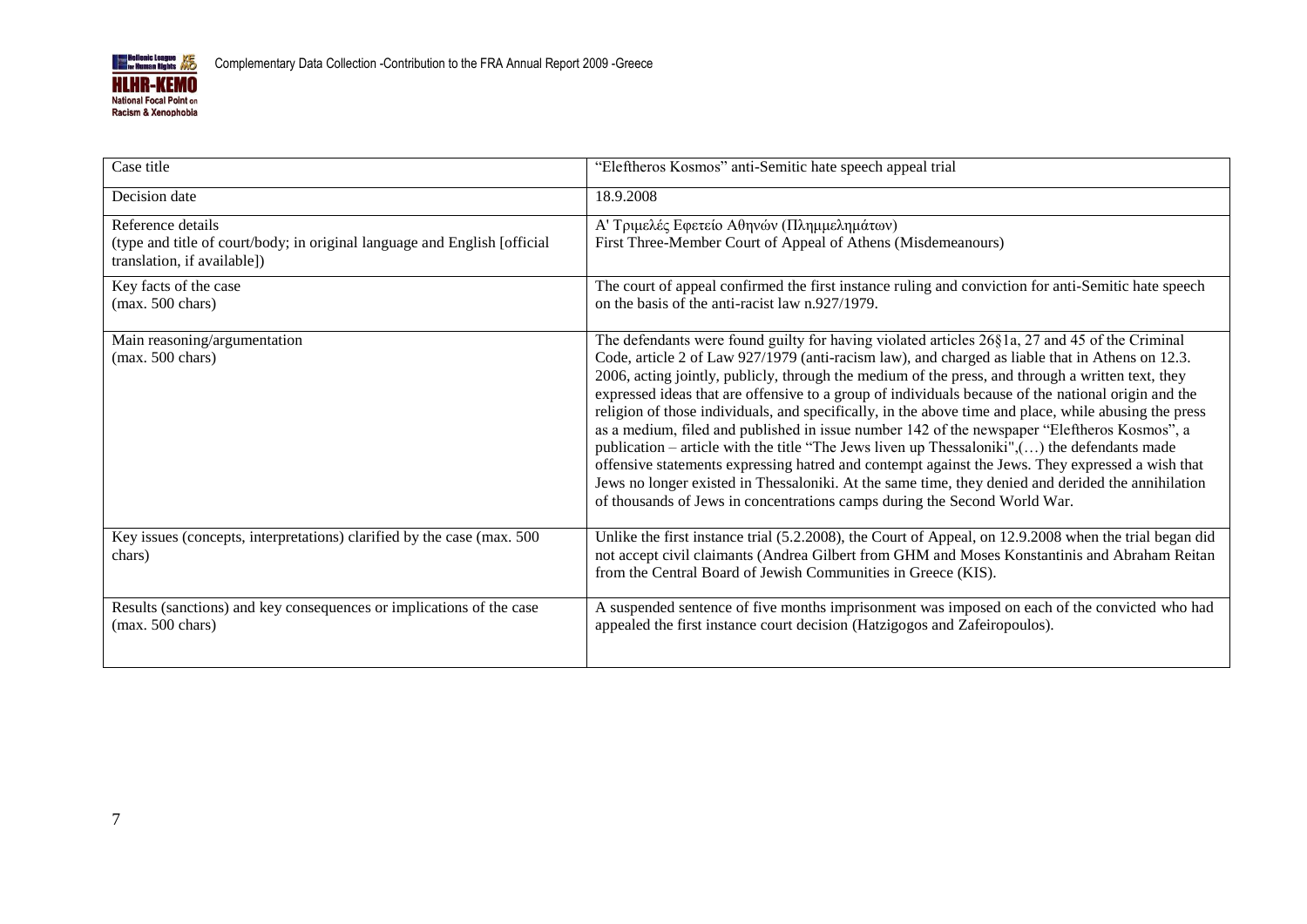| Case title | "Eleftheros Kosmos" anti-Semitic hate speech appeal trial |
| --- | --- |
| Decision date | 18.9.2008 |
| Reference details (type and title of court/body; in original language and English [official translation, if available]) | Α' Τριμελές Εφετείο Αθηνών (Πλημμελημάτων)<br>First Three-Member Court of Appeal of Athens (Misdemeanours) |
| Key facts of the case (max. 500 chars) | The court of appeal confirmed the first instance ruling and conviction for anti-Semitic hate speech on the basis of the anti-racist law n.927/1979. |
| Main reasoning/argumentation (max. 500 chars) | The defendants were found guilty for having violated articles 26§1a, 27 and 45 of the Criminal Code, article 2 of Law 927/1979 (anti-racism law), and charged as liable that in Athens on 12.3. 2006, acting jointly, publicly, through the medium of the press, and through a written text, they expressed ideas that are offensive to a group of individuals because of the national origin and the religion of those individuals, and specifically, in the above time and place, while abusing the press as a medium, filed and published in issue number 142 of the newspaper "Eleftheros Kosmos", a publication – article with the title "The Jews liven up Thessaloniki",(…) the defendants made offensive statements expressing hatred and contempt against the Jews. They expressed a wish that Jews no longer existed in Thessaloniki. At the same time, they denied and derided the annihilation of thousands of Jews in concentrations camps during the Second World War. |
| Key issues (concepts, interpretations) clarified by the case (max. 500 chars) | Unlike the first instance trial (5.2.2008), the Court of Appeal, on 12.9.2008 when the trial began did not accept civil claimants (Andrea Gilbert from GHM and Moses Konstantinis and Abraham Reitan from the Central Board of Jewish Communities in Greece (KIS). |
| Results (sanctions) and key consequences or implications of the case (max. 500 chars) | A suspended sentence of five months imprisonment was imposed on each of the convicted who had appealed the first instance court decision (Hatzigogos and Zafeiropoulos). |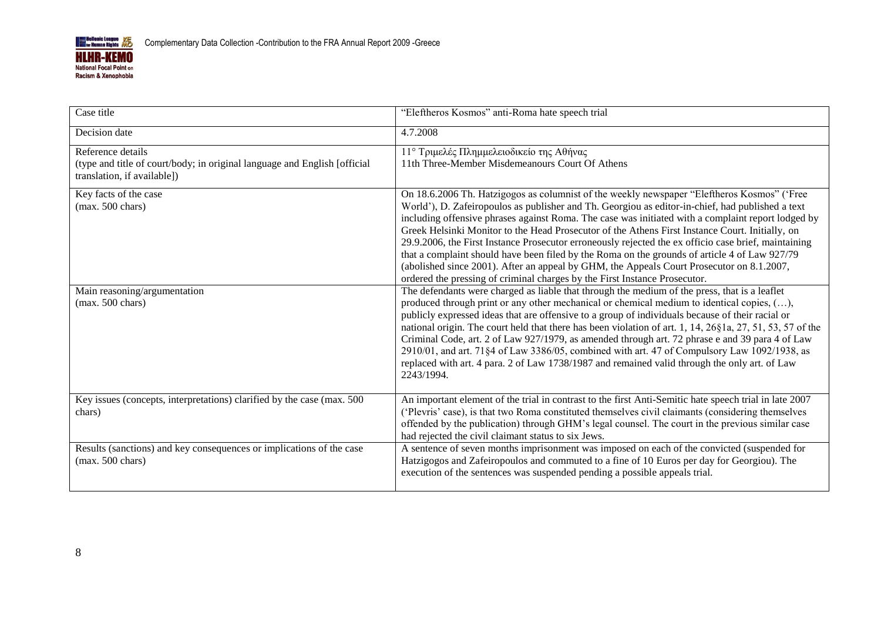| Case title | "Eleftheros Kosmos" anti-Roma hate speech trial |
|---|---|
| Decision date | 4.7.2008 |
| Reference details (type and title of court/body; in original language and English [official translation, if available]) | 11° Τριμελές Πλημμελειοδικείο της Αθήνας 11th Three-Member Misdemeanours Court Of Athens |
| Key facts of the case (max. 500 chars) | On 18.6.2006 Th. Hatzigogos as columnist of the weekly newspaper "Eleftheros Kosmos" ('Free World'), D. Zafeiropoulos as publisher and Th. Georgiou as editor-in-chief, had published a text including offensive phrases against Roma. The case was initiated with a complaint report lodged by Greek Helsinki Monitor to the Head Prosecutor of the Athens First Instance Court. Initially, on 29.9.2006, the First Instance Prosecutor erroneously rejected the ex officio case brief, maintaining that a complaint should have been filed by the Roma on the grounds of article 4 of Law 927/79 (abolished since 2001). After an appeal by GHM, the Appeals Court Prosecutor on 8.1.2007, ordered the pressing of criminal charges by the First Instance Prosecutor. |
| Main reasoning/argumentation (max. 500 chars) | The defendants were charged as liable that through the medium of the press, that is a leaflet produced through print or any other mechanical or chemical medium to identical copies, (…), publicly expressed ideas that are offensive to a group of individuals because of their racial or national origin. The court held that there has been violation of art. 1, 14, 26§1a, 27, 51, 53, 57 of the Criminal Code, art. 2 of Law 927/1979, as amended through art. 72 phrase e and 39 para 4 of Law 2910/01, and art. 71§4 of Law 3386/05, combined with art. 47 of Compulsory Law 1092/1938, as replaced with art. 4 para. 2 of Law 1738/1987 and remained valid through the only art. of Law 2243/1994. |
| Key issues (concepts, interpretations) clarified by the case (max. 500 chars) | An important element of the trial in contrast to the first Anti-Semitic hate speech trial in late 2007 ('Plevris' case), is that two Roma constituted themselves civil claimants (considering themselves offended by the publication) through GHM's legal counsel. The court in the previous similar case had rejected the civil claimant status to six Jews. |
| Results (sanctions) and key consequences or implications of the case (max. 500 chars) | A sentence of seven months imprisonment was imposed on each of the convicted (suspended for Hatzigogos and Zafeiropoulos and commuted to a fine of 10 Euros per day for Georgiou). The execution of the sentences was suspended pending a possible appeals trial. |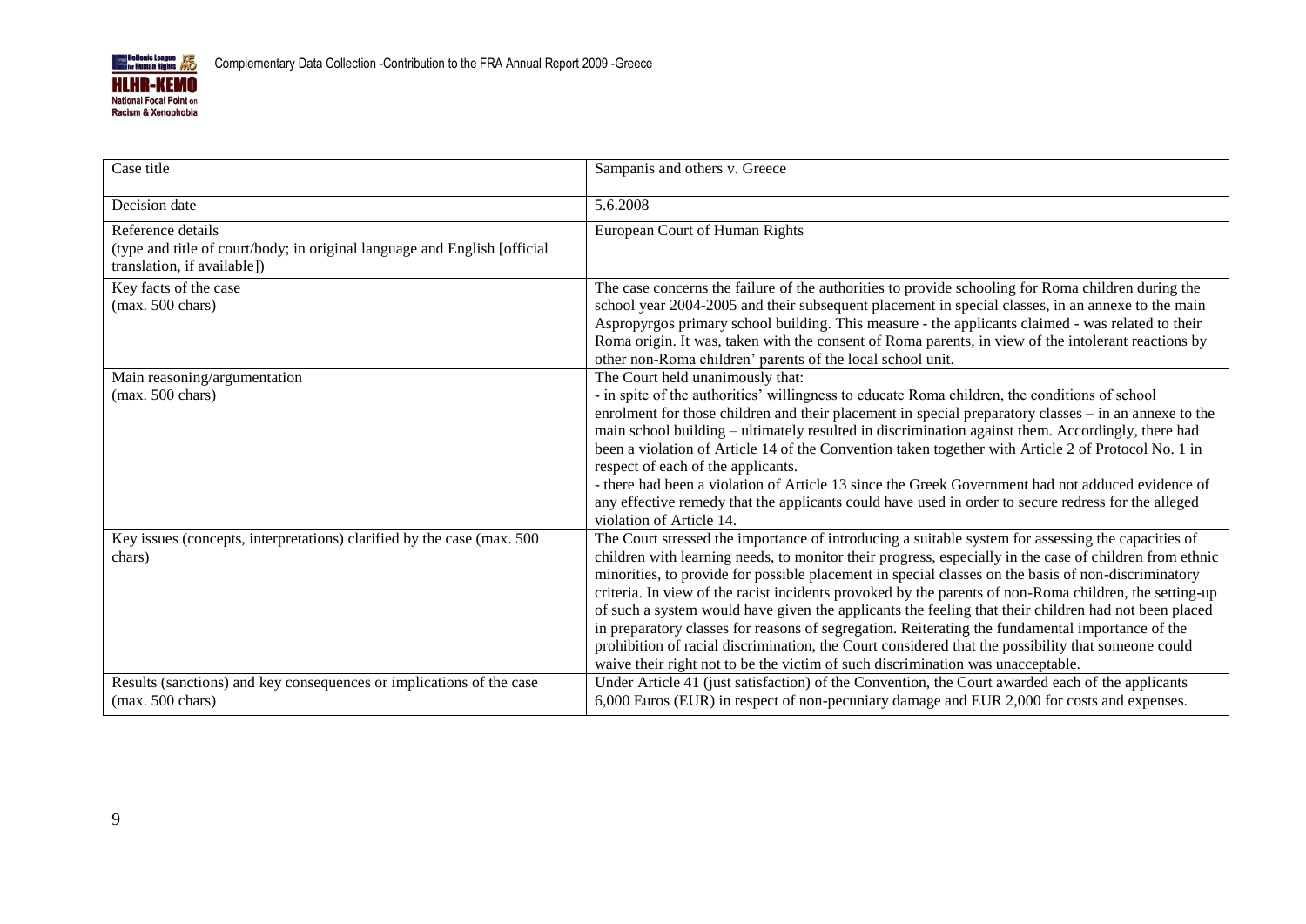| Case title | Sampanis and others v. Greece |
|---|---|
| Decision date | 5.6.2008 |
| Reference details (type and title of court/body; in original language and English [official translation, if available]) | European Court of Human Rights |
| Key facts of the case (max. 500 chars) | The case concerns the failure of the authorities to provide schooling for Roma children during the school year 2004-2005 and their subsequent placement in special classes, in an annexe to the main Aspropyrgos primary school building. This measure - the applicants claimed - was related to their Roma origin. It was, taken with the consent of Roma parents, in view of the intolerant reactions by other non-Roma children' parents of the local school unit. |
| Main reasoning/argumentation (max. 500 chars) | The Court held unanimously that:<br>- in spite of the authorities' willingness to educate Roma children, the conditions of school enrolment for those children and their placement in special preparatory classes – in an annexe to the main school building – ultimately resulted in discrimination against them. Accordingly, there had been a violation of Article 14 of the Convention taken together with Article 2 of Protocol No. 1 in respect of each of the applicants.<br>- there had been a violation of Article 13 since the Greek Government had not adduced evidence of any effective remedy that the applicants could have used in order to secure redress for the alleged violation of Article 14. |
| Key issues (concepts, interpretations) clarified by the case (max. 500 chars) | The Court stressed the importance of introducing a suitable system for assessing the capacities of children with learning needs, to monitor their progress, especially in the case of children from ethnic minorities, to provide for possible placement in special classes on the basis of non-discriminatory criteria. In view of the racist incidents provoked by the parents of non-Roma children, the setting-up of such a system would have given the applicants the feeling that their children had not been placed in preparatory classes for reasons of segregation. Reiterating the fundamental importance of the prohibition of racial discrimination, the Court considered that the possibility that someone could waive their right not to be the victim of such discrimination was unacceptable. |
| Results (sanctions) and key consequences or implications of the case (max. 500 chars) | Under Article 41 (just satisfaction) of the Convention, the Court awarded each of the applicants 6,000 Euros (EUR) in respect of non-pecuniary damage and EUR 2,000 for costs and expenses. |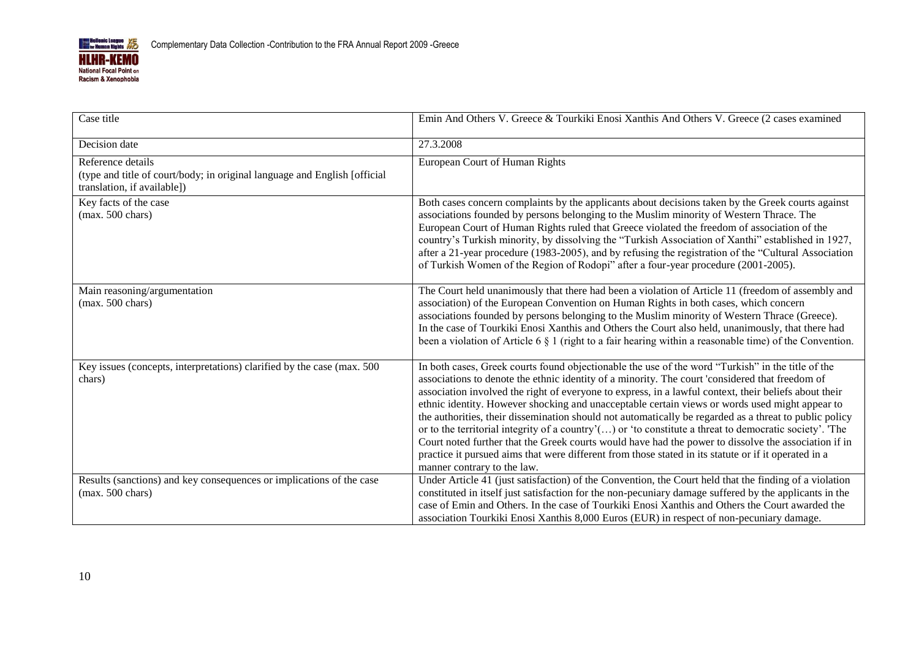| Case title | Emin And Others V. Greece & Tourkiki Enosi Xanthis And Others V. Greece (2 cases examined |
| --- | --- |
| Decision date | 27.3.2008 |
| Reference details (type and title of court/body; in original language and English [official translation, if available]) | European Court of Human Rights |
| Key facts of the case (max. 500 chars) | Both cases concern complaints by the applicants about decisions taken by the Greek courts against associations founded by persons belonging to the Muslim minority of Western Thrace. The European Court of Human Rights ruled that Greece violated the freedom of association of the country's Turkish minority, by dissolving the "Turkish Association of Xanthi" established in 1927, after a 21-year procedure (1983-2005), and by refusing the registration of the "Cultural Association of Turkish Women of the Region of Rodopi" after a four-year procedure (2001-2005). |
| Main reasoning/argumentation (max. 500 chars) | The Court held unanimously that there had been a violation of Article 11 (freedom of assembly and association) of the European Convention on Human Rights in both cases, which concern associations founded by persons belonging to the Muslim minority of Western Thrace (Greece). In the case of Tourkiki Enosi Xanthis and Others the Court also held, unanimously, that there had been a violation of Article 6 § 1 (right to a fair hearing within a reasonable time) of the Convention. |
| Key issues (concepts, interpretations) clarified by the case (max. 500 chars) | In both cases, Greek courts found objectionable the use of the word "Turkish" in the title of the associations to denote the ethnic identity of a minority. The court 'considered that freedom of association involved the right of everyone to express, in a lawful context, their beliefs about their ethnic identity. However shocking and unacceptable certain views or words used might appear to the authorities, their dissemination should not automatically be regarded as a threat to public policy or to the territorial integrity of a country'(…) or 'to constitute a threat to democratic society'. 'The Court noted further that the Greek courts would have had the power to dissolve the association if in practice it pursued aims that were different from those stated in its statute or if it operated in a manner contrary to the law. |
| Results (sanctions) and key consequences or implications of the case (max. 500 chars) | Under Article 41 (just satisfaction) of the Convention, the Court held that the finding of a violation constituted in itself just satisfaction for the non-pecuniary damage suffered by the applicants in the case of Emin and Others. In the case of Tourkiki Enosi Xanthis and Others the Court awarded the association Tourkiki Enosi Xanthis 8,000 Euros (EUR) in respect of non-pecuniary damage. |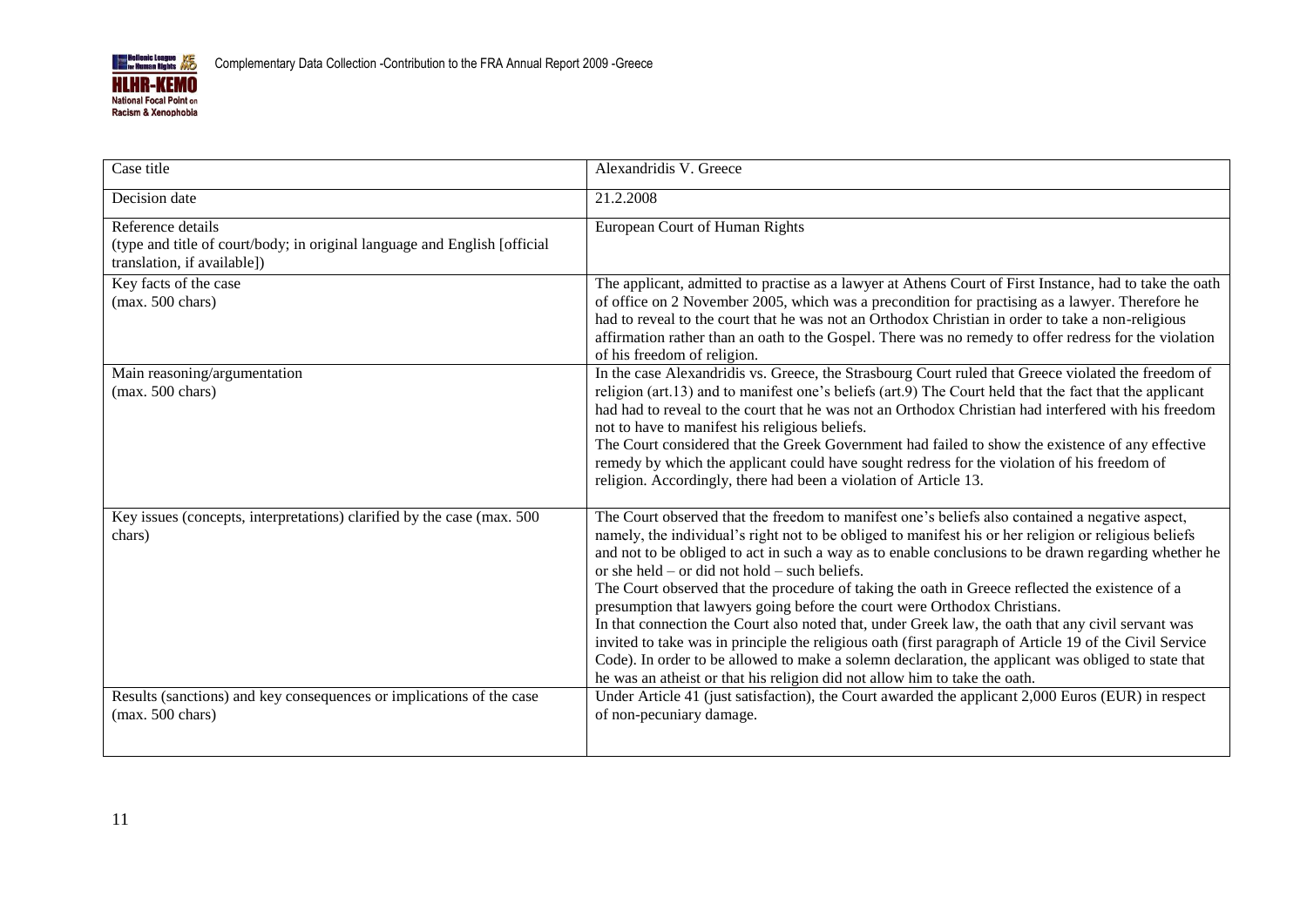| Case title | Alexandridis V. Greece |
|---|---|
| Decision date | 21.2.2008 |
| Reference details<br>(type and title of court/body; in original language and English [official translation, if available]) | European Court of Human Rights |
| Key facts of the case<br>(max. 500 chars) | The applicant, admitted to practise as a lawyer at Athens Court of First Instance, had to take the oath of office on 2 November 2005, which was a precondition for practising as a lawyer. Therefore he had to reveal to the court that he was not an Orthodox Christian in order to take a non-religious affirmation rather than an oath to the Gospel. There was no remedy to offer redress for the violation of his freedom of religion. |
| Main reasoning/argumentation<br>(max. 500 chars) | In the case Alexandridis vs. Greece, the Strasbourg Court ruled that Greece violated the freedom of religion (art.13) and to manifest one's beliefs (art.9) The Court held that the fact that the applicant had had to reveal to the court that he was not an Orthodox Christian had interfered with his freedom not to have to manifest his religious beliefs.<br>The Court considered that the Greek Government had failed to show the existence of any effective remedy by which the applicant could have sought redress for the violation of his freedom of religion. Accordingly, there had been a violation of Article 13. |
| Key issues (concepts, interpretations) clarified by the case (max. 500 chars) | The Court observed that the freedom to manifest one's beliefs also contained a negative aspect, namely, the individual's right not to be obliged to manifest his or her religion or religious beliefs and not to be obliged to act in such a way as to enable conclusions to be drawn regarding whether he or she held – or did not hold – such beliefs.<br>The Court observed that the procedure of taking the oath in Greece reflected the existence of a presumption that lawyers going before the court were Orthodox Christians.<br>In that connection the Court also noted that, under Greek law, the oath that any civil servant was invited to take was in principle the religious oath (first paragraph of Article 19 of the Civil Service Code). In order to be allowed to make a solemn declaration, the applicant was obliged to state that he was an atheist or that his religion did not allow him to take the oath. |
| Results (sanctions) and key consequences or implications of the case (max. 500 chars) | Under Article 41 (just satisfaction), the Court awarded the applicant 2,000 Euros (EUR) in respect of non-pecuniary damage. |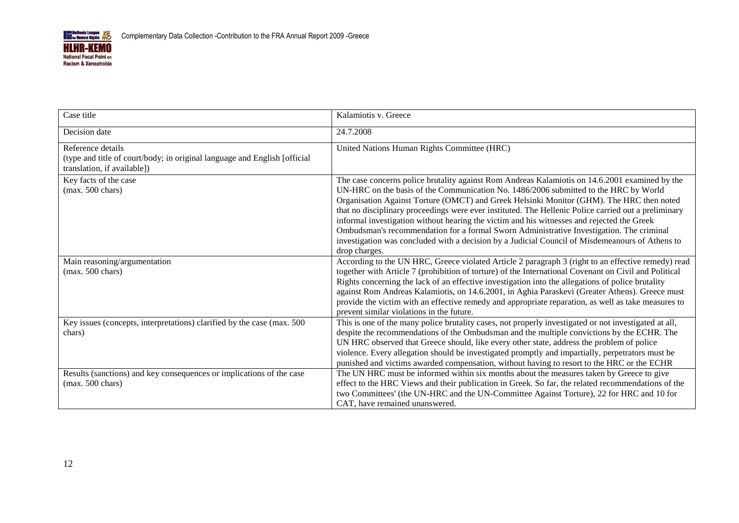| Case title | Kalamiotis v. Greece |
| --- | --- |
| Decision date | 24.7.2008 |
| Reference details<br>(type and title of court/body; in original language and English [official translation, if available]) | United Nations Human Rights Committee (HRC) |
| Key facts of the case<br>(max. 500 chars) | The case concerns police brutality against Rom Andreas Kalamiotis on 14.6.2001 examined by the UN-HRC on the basis of the Communication No. 1486/2006 submitted to the HRC by World Organisation Against Torture (OMCT) and Greek Helsinki Monitor (GHM). The HRC then noted that no disciplinary proceedings were ever instituted. The Hellenic Police carried out a preliminary informal investigation without hearing the victim and his witnesses and rejected the Greek Ombudsman's recommendation for a formal Sworn Administrative Investigation. The criminal investigation was concluded with a decision by a Judicial Council of Misdemeanours of Athens to drop charges. |
| Main reasoning/argumentation<br>(max. 500 chars) | According to the UN HRC, Greece violated Article 2 paragraph 3 (right to an effective remedy) read together with Article 7 (prohibition of torture) of the International Covenant on Civil and Political Rights concerning the lack of an effective investigation into the allegations of police brutality against Rom Andreas Kalamiotis, on 14.6.2001, in Aghia Paraskevi (Greater Athens). Greece must provide the victim with an effective remedy and appropriate reparation, as well as take measures to prevent similar violations in the future. |
| Key issues (concepts, interpretations) clarified by the case (max. 500 chars) | This is one of the many police brutality cases, not properly investigated or not investigated at all, despite the recommendations of the Ombudsman and the multiple convictions by the ECHR. The UN HRC observed that Greece should, like every other state, address the problem of police violence. Every allegation should be investigated promptly and impartially, perpetrators must be punished and victims awarded compensation, without having to resort to the HRC or the ECHR |
| Results (sanctions) and key consequences or implications of the case<br>(max. 500 chars) | The UN HRC must be informed within six months about the measures taken by Greece to give effect to the HRC Views and their publication in Greek. So far, the related recommendations of the two Committees' (the UN-HRC and the UN-Committee Against Torture), 22 for HRC and 10 for CAT, have remained unanswered. |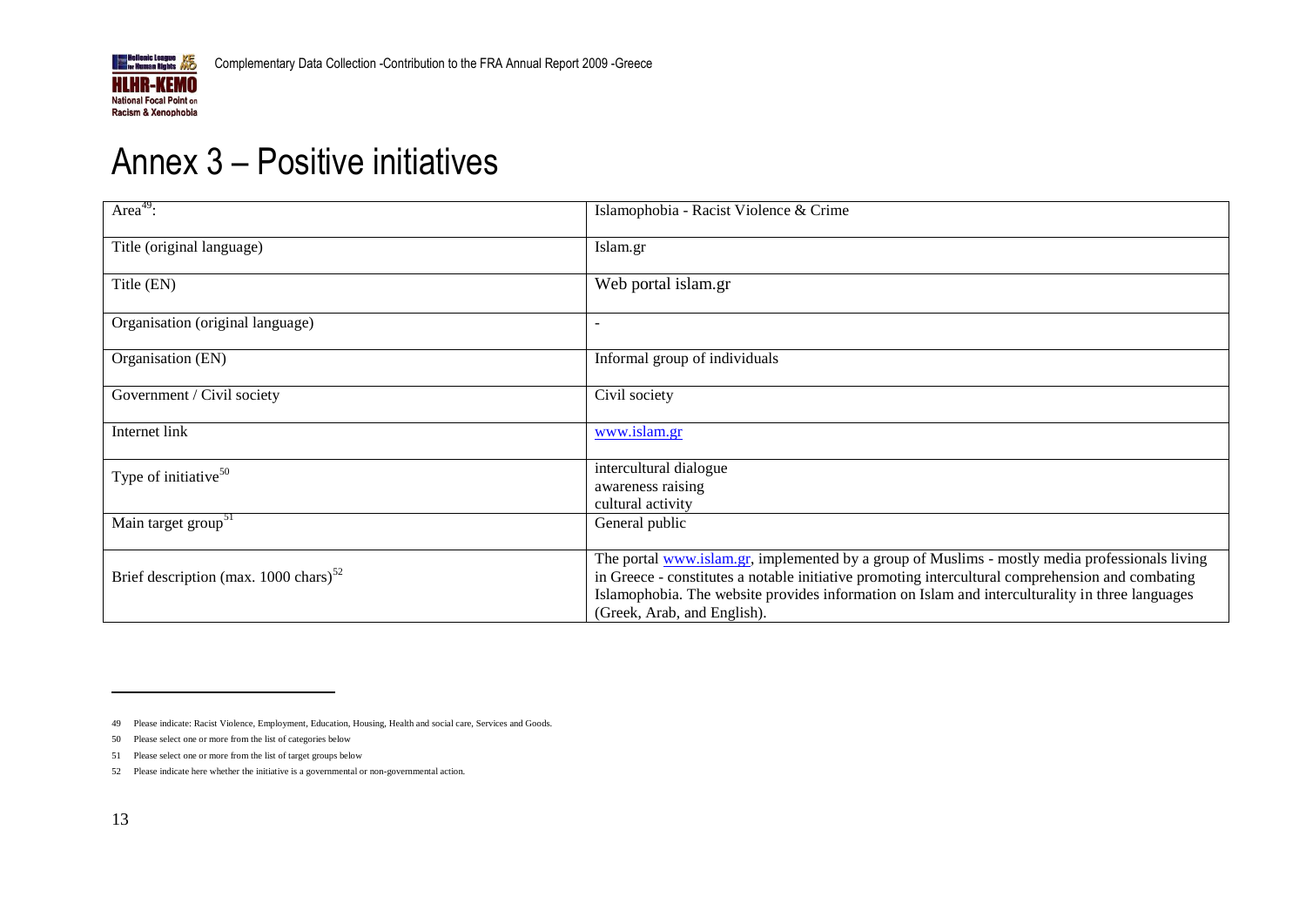# Annex 3 – Positive initiatives

| Area[49]: | Islamophobia - Racist Violence & Crime |
|---|---|
| Title (original language) | Islam.gr |
| Title (EN) | Web portal islam.gr |
| Organisation (original language) | - |
| Organisation (EN) | Informal group of individuals |
| Government / Civil society | Civil society |
| Internet link | www.islam.gr |
| Type of initiative[50] | intercultural dialogue<br>awareness raising<br>cultural activity |
| Main target group[51] | General public |
| Brief description (max. 1000 chars)[52] | The portal www.islam.gr, implemented by a group of Muslims - mostly media professionals living in Greece - constitutes a notable initiative promoting intercultural comprehension and combating Islamophobia. The website provides information on Islam and interculturality in three languages (Greek, Arab, and English). |

---

49 Please indicate: Racist Violence, Employment, Education, Housing, Health and social care, Services and Goods.

50 Please select one or more from the list of categories below

51 Please select one or more from the list of target groups below

52 Please indicate here whether the initiative is a governmental or non-governmental action.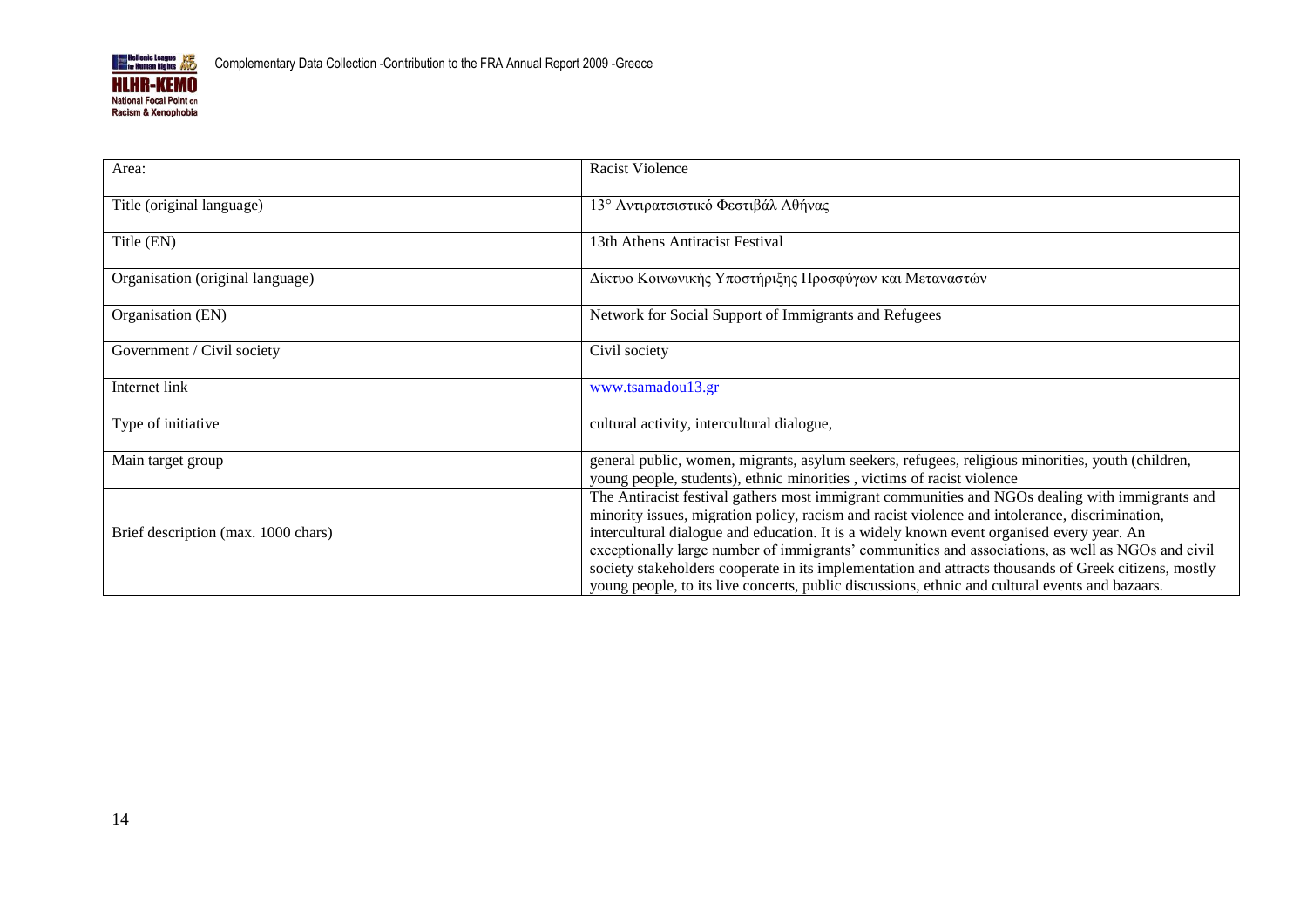| Area: | Racist Violence |
| --- | --- |
| Title (original language) | 13° Αντιρατσιστικό Φεστιβάλ Αθήνας |
| Title (EN) | 13th Athens Antiracist Festival |
| Organisation (original language) | Δίκτυο Κοινωνικής Υποστήριξης Προσφύγων και Μεταναστών |
| Organisation (EN) | Network for Social Support of Immigrants and Refugees |
| Government / Civil society | Civil society |
| Internet link | [www.tsamadou13.gr](http://www.tsamadou13.gr) |
| Type of initiative | cultural activity, intercultural dialogue, |
| Main target group | general public, women, migrants, asylum seekers, refugees, religious minorities, youth (children, young people, students), ethnic minorities , victims of racist violence |
| Brief description (max. 1000 chars) | The Antiracist festival gathers most immigrant communities and NGOs dealing with immigrants and minority issues, migration policy, racism and racist violence and intolerance, discrimination, intercultural dialogue and education. It is a widely known event organised every year. An exceptionally large number of immigrants' communities and associations, as well as NGOs and civil society stakeholders cooperate in its implementation and attracts thousands of Greek citizens, mostly young people, to its live concerts, public discussions, ethnic and cultural events and bazaars. |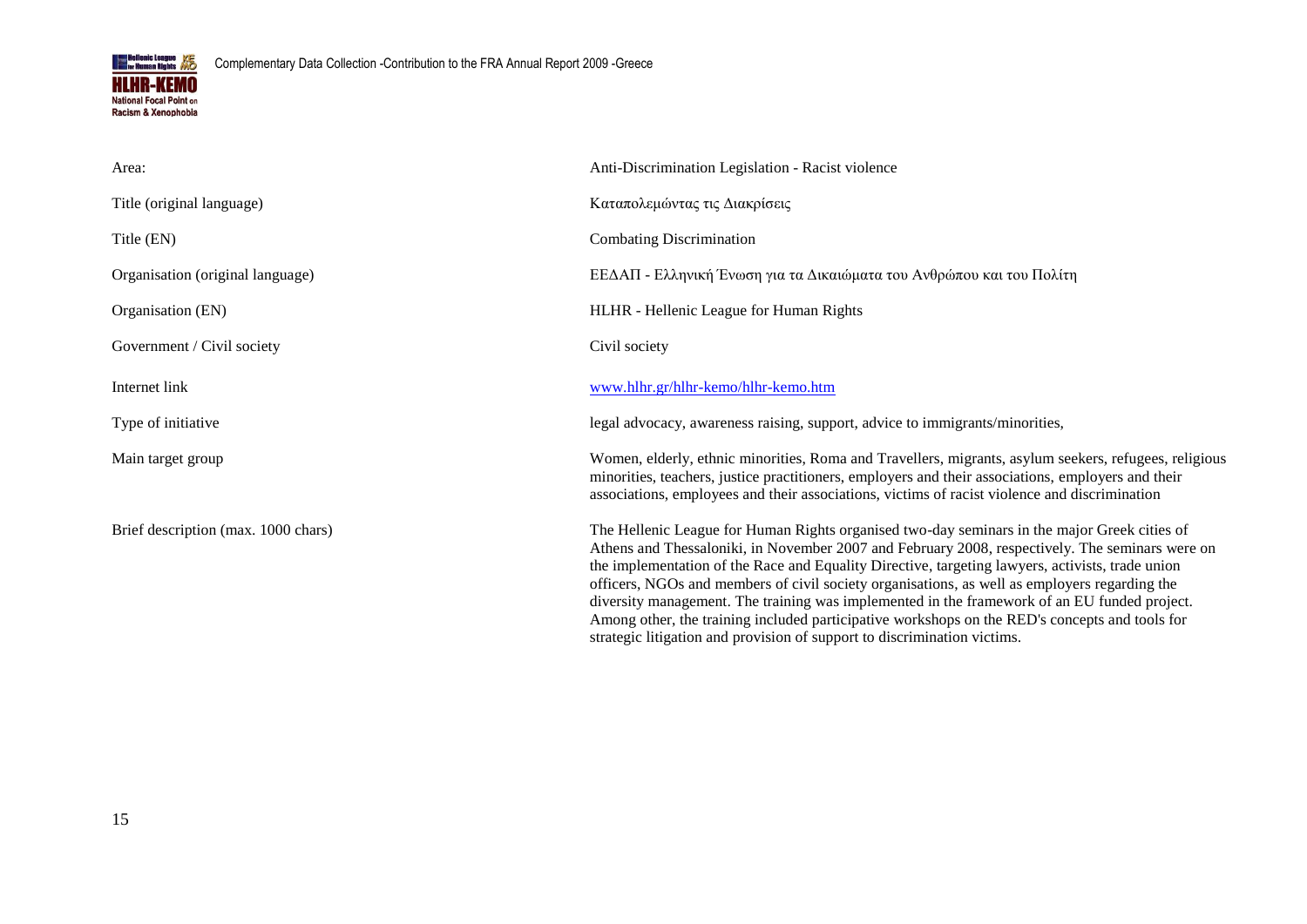| | |
|---|---|
| Area: | Anti-Discrimination Legislation - Racist violence |
| Title (original language) | Καταπολεμώντας τις Διακρίσεις |
| Title (EN) | Combating Discrimination |
| Organisation (original language) | ΕΕΔΑΠ - Ελληνική Ένωση για τα Δικαιώματα του Ανθρώπου και του Πολίτη |
| Organisation (EN) | HLHR - Hellenic League for Human Rights |
| Government / Civil society | Civil society |
| Internet link | www.hlhr.gr/hlhr-kemo/hlhr-kemo.htm |
| Type of initiative | legal advocacy, awareness raising, support, advice to immigrants/minorities, |
| Main target group | Women, elderly, ethnic minorities, Roma and Travellers, migrants, asylum seekers, refugees, religious minorities, teachers, justice practitioners, employers and their associations, employers and their associations, employees and their associations, victims of racist violence and discrimination |
| Brief description (max. 1000 chars) | The Hellenic League for Human Rights organised two-day seminars in the major Greek cities of Athens and Thessaloniki, in November 2007 and February 2008, respectively. The seminars were on the implementation of the Race and Equality Directive, targeting lawyers, activists, trade union officers, NGOs and members of civil society organisations, as well as employers regarding the diversity management. The training was implemented in the framework of an EU funded project. Among other, the training included participative workshops on the RED's concepts and tools for strategic litigation and provision of support to discrimination victims. |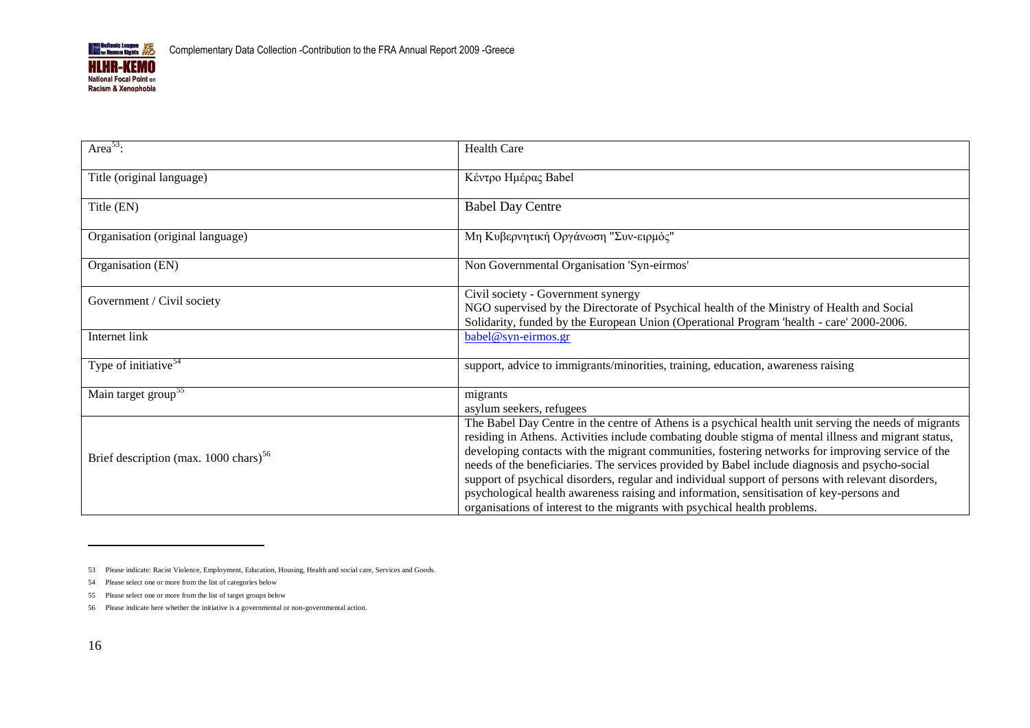| Area[53]: | Health Care |
|---|---|
| Title (original language) | Κέντρο Ημέρας Babel |
| Title (EN) | Babel Day Centre |
| Organisation (original language) | Μη Κυβερνητική Οργάνωση "Συν-ειρμός" |
| Organisation (EN) | Non Governmental Organisation 'Syn-eirmos' |
| Government / Civil society | Civil society - Government synergy<br>NGO supervised by the Directorate of Psychical health of the Ministry of Health and Social Solidarity, funded by the European Union (Operational Program 'health - care' 2000-2006. |
| Internet link | babel@syn-eirmos.gr |
| Type of initiative[54] | support, advice to immigrants/minorities, training, education, awareness raising |
| Main target group[55] | migrants<br>asylum seekers, refugees |
| Brief description (max. 1000 chars)[56] | The Babel Day Centre in the centre of Athens is a psychical health unit serving the needs of migrants residing in Athens. Activities include combating double stigma of mental illness and migrant status, developing contacts with the migrant communities, fostering networks for improving service of the needs of the beneficiaries. The services provided by Babel include diagnosis and psycho-social support of psychical disorders, regular and individual support of persons with relevant disorders, psychological health awareness raising and information, sensitisation of key-persons and organisations of interest to the migrants with psychical health problems. |

53 Please indicate: Racist Violence, Employment, Education, Housing, Health and social care, Services and Goods.

54 Please select one or more from the list of categories below

55 Please select one or more from the list of target groups below

56 Please indicate here whether the initiative is a governmental or non-governmental action.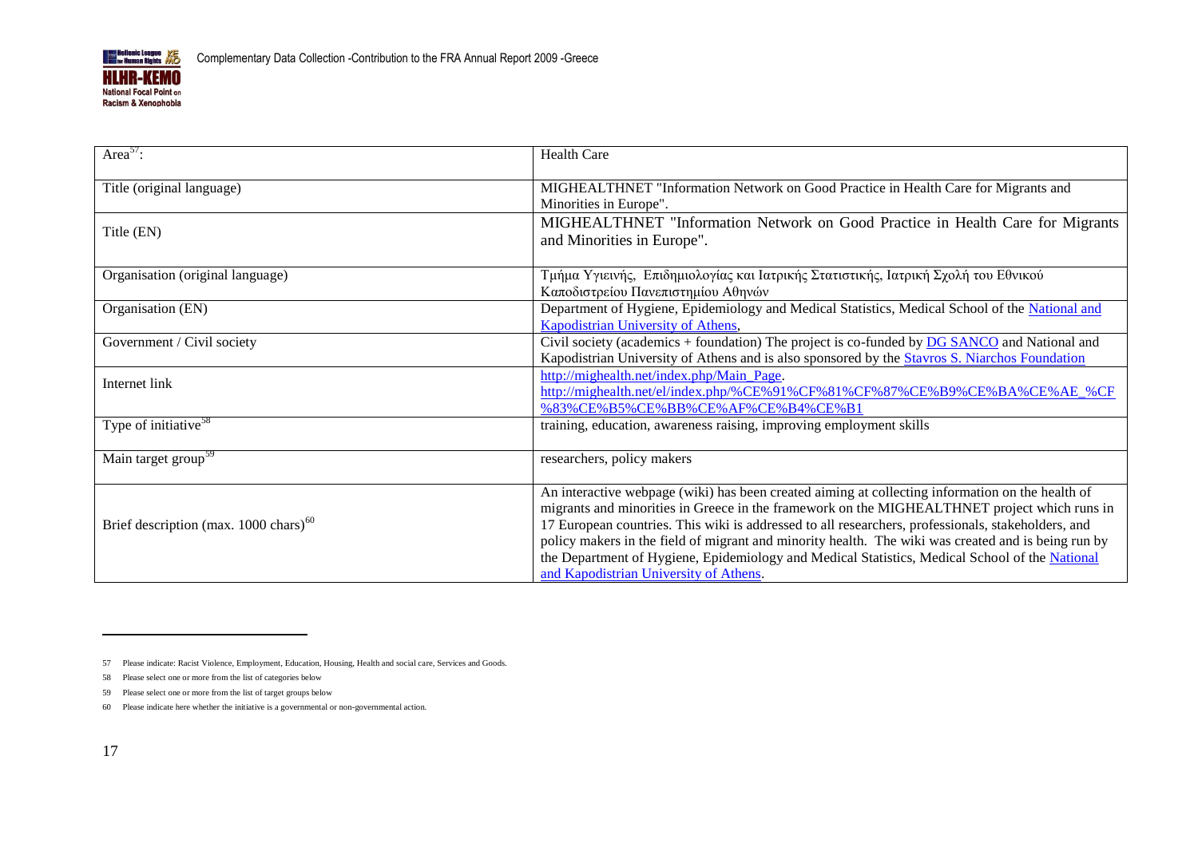| Area[57]: | Health Care |
|---|---|
| Title (original language) | MIGHEALTHNET "Information Network on Good Practice in Health Care for Migrants and Minorities in Europe". |
| Title (EN) | MIGHEALTHNET "Information Network on Good Practice in Health Care for Migrants and Minorities in Europe". |
| Organisation (original language) | Τμήμα Υγιεινής, Επιδημιολογίας και Ιατρικής Στατιστικής, Ιατρική Σχολή του Εθνικού Καποδιστρείου Πανεπιστημίου Αθηνών |
| Organisation (EN) | Department of Hygiene, Epidemiology and Medical Statistics, Medical School of the National and Kapodistrian University of Athens, |
| Government / Civil society | Civil society (academics + foundation) The project is co-funded by DG SANCO and National and Kapodistrian University of Athens and is also sponsored by the Stavros S. Niarchos Foundation |
| Internet link | http://mighealth.net/index.php/Main_Page. http://mighealth.net/el/index.php/%CE%91%CF%81%CF%87%CE%B9%CE%BA%CE%AE_%CF%83%CE%B5%CE%BB%CE%AF%CE%B4%CE%B1 |
| Type of initiative[58] | training, education, awareness raising, improving employment skills |
| Main target group[59] | researchers, policy makers |
| Brief description (max. 1000 chars)[60] | An interactive webpage (wiki) has been created aiming at collecting information on the health of migrants and minorities in Greece in the framework on the MIGHEALTHNET project which runs in 17 European countries. This wiki is addressed to all researchers, professionals, stakeholders, and policy makers in the field of migrant and minority health. The wiki was created and is being run by the Department of Hygiene, Epidemiology and Medical Statistics, Medical School of the National and Kapodistrian University of Athens. |

57 Please indicate: Racist Violence, Employment, Education, Housing, Health and social care, Services and Goods.

58 Please select one or more from the list of categories below

59 Please select one or more from the list of target groups below

60 Please indicate here whether the initiative is a governmental or non-governmental action.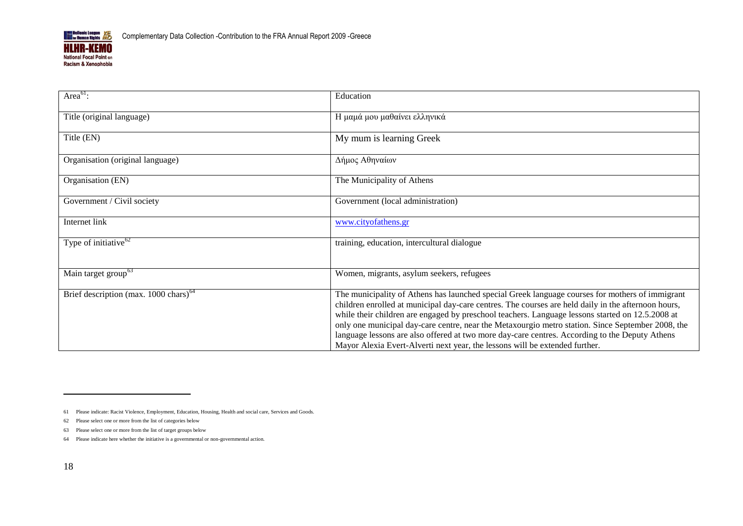| Area[61]: | Education |
| --- | --- |
| Title (original language) | Η μαμά μου μαθαίνει ελληνικά |
| Title (EN) | My mum is learning Greek |
| Organisation (original language) | Δήμος Αθηναίων |
| Organisation (EN) | The Municipality of Athens |
| Government / Civil society | Government (local administration) |
| Internet link | www.cityofathens.gr |
| Type of initiative[62] | training, education, intercultural dialogue |
| Main target group[63] | Women, migrants, asylum seekers, refugees |
| Brief description (max. 1000 chars)[64] | The municipality of Athens has launched special Greek language courses for mothers of immigrant children enrolled at municipal day-care centres. The courses are held daily in the afternoon hours, while their children are engaged by preschool teachers. Language lessons started on 12.5.2008 at only one municipal day-care centre, near the Metaxourgio metro station. Since September 2008, the language lessons are also offered at two more day-care centres. According to the Deputy Athens Mayor Alexia Evert-Alverti next year, the lessons will be extended further. |

61 Please indicate: Racist Violence, Employment, Education, Housing, Health and social care, Services and Goods.

62 Please select one or more from the list of categories below

63 Please select one or more from the list of target groups below

64 Please indicate here whether the initiative is a governmental or non-governmental action.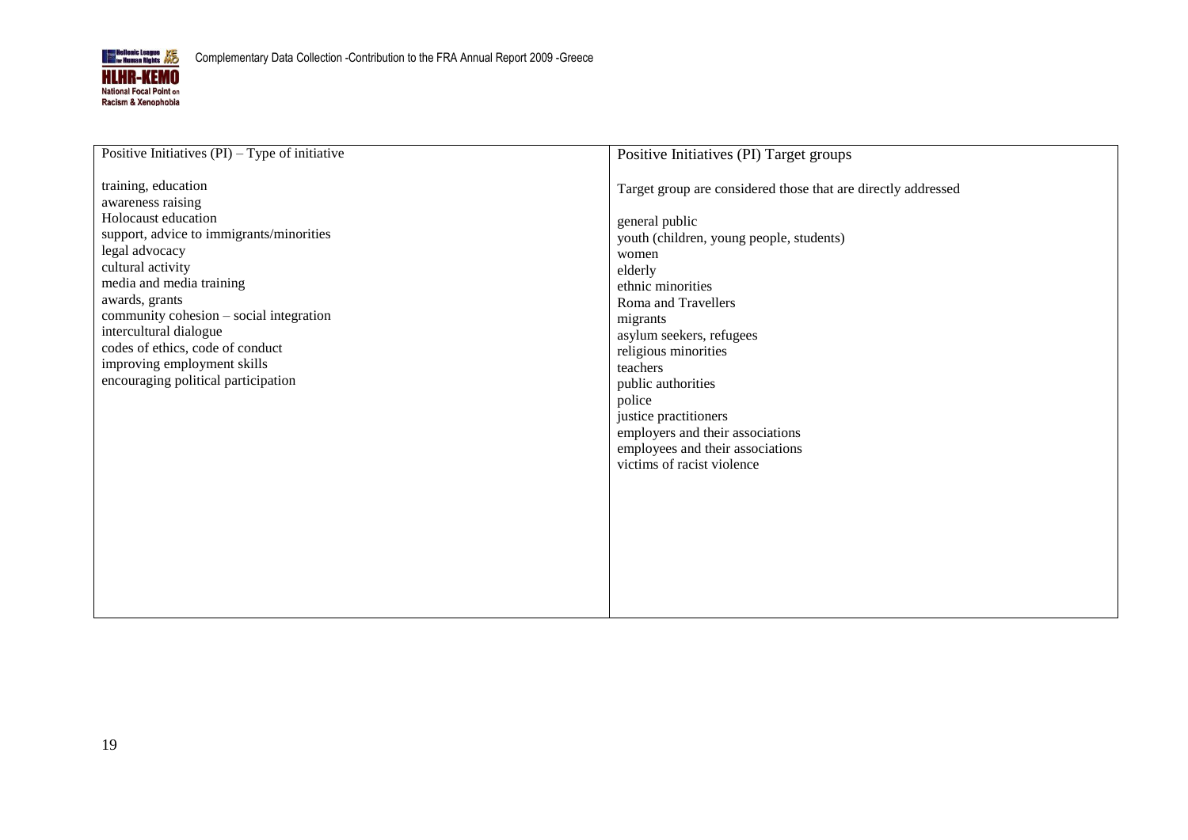| Positive Initiatives (PI) – Type of initiative | Positive Initiatives (PI) Target groups |
|---|---|
| training, education<br>awareness raising<br>Holocaust education<br>support, advice to immigrants/minorities<br>legal advocacy<br>cultural activity<br>media and media training<br>awards, grants<br>community cohesion – social integration<br>intercultural dialogue<br>codes of ethics, code of conduct<br>improving employment skills<br>encouraging political participation | Target group are considered those that are directly addressed<br><br>general public<br>youth (children, young people, students)<br>women<br>elderly<br>ethnic minorities<br>Roma and Travellers<br>migrants<br>asylum seekers, refugees<br>religious minorities<br>teachers<br>public authorities<br>police<br>justice practitioners<br>employers and their associations<br>employees and their associations<br>victims of racist violence |